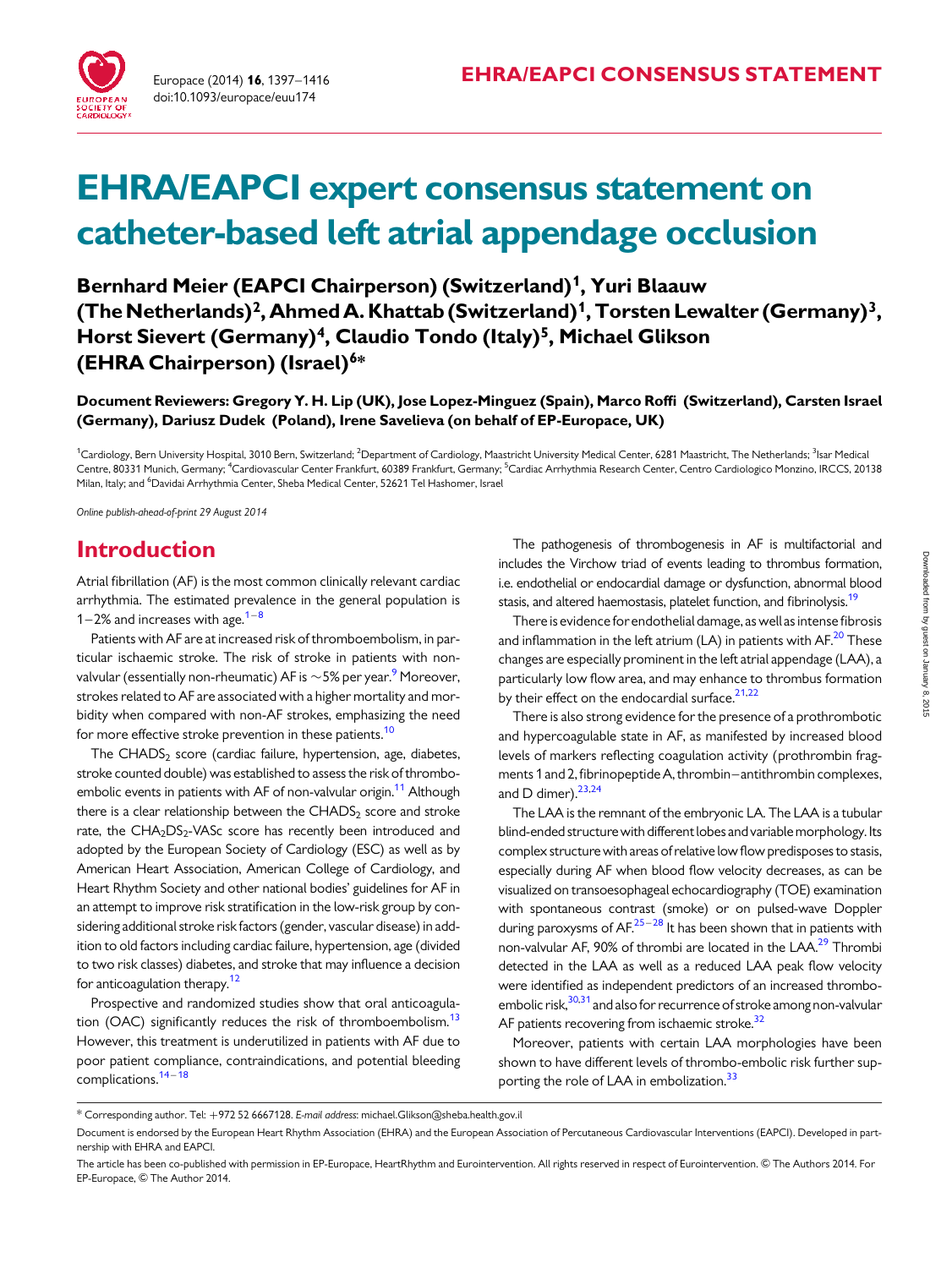**EHRA/EAPCI CONSENSUS STATEMENT**

# EHRA/EAPCI expert consensus statement on catheter-based left atrial appendage occlusion

**Bernhard Meier (EAPCI Chairperson) (Switzerland)[1], Yuri Blaauw (The Netherlands)[2], Ahmed A. Khattab (Switzerland)[1], Torsten Lewalter (Germany)[3], Horst Sievert (Germany)[4], Claudio Tondo (Italy)[5], Michael Glikson (EHRA Chairperson) (Israel)[6]***

**Document Reviewers: Gregory Y. H. Lip (UK), Jose Lopez-Minguez (Spain), Marco Roffi (Switzerland), Carsten Israel (Germany), Dariusz Dudek (Poland), Irene Savelieva (on behalf of EP-Europace, UK)**

[1]Cardiology, Bern University Hospital, 3010 Bern, Switzerland; [2]Department of Cardiology, Maastricht University Medical Center, 6281 Maastricht, The Netherlands; [3]Isar Medical Centre, 80331 Munich, Germany; [4]Cardiovascular Center Frankfurt, 60389 Frankfurt, Germany; [5]Cardiac Arrhythmia Research Center, Centro Cardiologico Monzino, IRCCS, 20138 Milan, Italy; and [6]Davidai Arrhythmia Center, Sheba Medical Center, 52621 Tel Hashomer, Israel

*Online publish-ahead-of-print 29 August 2014*

## Introduction

Atrial fibrillation (AF) is the most common clinically relevant cardiac arrhythmia. The estimated prevalence in the general population is 1–2% and increases with age.[1–8]

Patients with AF are at increased risk of thromboembolism, in particular ischaemic stroke. The risk of stroke in patients with non-valvular (essentially non-rheumatic) AF is ~5% per year.[9] Moreover, strokes related to AF are associated with a higher mortality and morbidity when compared with non-AF strokes, emphasizing the need for more effective stroke prevention in these patients.[10]

The $CHADS_2$ score (cardiac failure, hypertension, age, diabetes, stroke counted double) was established to assess the risk of thromboembolic events in patients with AF of non-valvular origin.[11] Although there is a clear relationship between the $CHADS_2$ score and stroke rate, the $CHA_2DS_2$-VASc score has recently been introduced and adopted by the European Society of Cardiology (ESC) as well as by American Heart Association, American College of Cardiology, and Heart Rhythm Society and other national bodies' guidelines for AF in an attempt to improve risk stratification in the low-risk group by considering additional stroke risk factors (gender, vascular disease) in addition to old factors including cardiac failure, hypertension, age (divided to two risk classes) diabetes, and stroke that may influence a decision for anticoagulation therapy.[12]

Prospective and randomized studies show that oral anticoagulation (OAC) significantly reduces the risk of thromboembolism.[13] However, this treatment is underutilized in patients with AF due to poor patient compliance, contraindications, and potential bleeding complications.[14–18]

The pathogenesis of thrombogenesis in AF is multifactorial and includes the Virchow triad of events leading to thrombus formation, i.e. endothelial or endocardial damage or dysfunction, abnormal blood stasis, and altered haemostasis, platelet function, and fibrinolysis.[19]

There is evidence for endothelial damage, as well as intense fibrosis and inflammation in the left atrium (LA) in patients with AF.[20] These changes are especially prominent in the left atrial appendage (LAA), a particularly low flow area, and may enhance to thrombus formation by their effect on the endocardial surface.[21,22]

There is also strong evidence for the presence of a prothrombotic and hypercoagulable state in AF, as manifested by increased blood levels of markers reflecting coagulation activity (prothrombin fragments 1 and 2, fibrinopeptide A, thrombin–antithrombin complexes, and D dimer).[23,24]

The LAA is the remnant of the embryonic LA. The LAA is a tubular blind-ended structure with different lobes and variable morphology. Its complex structure with areas of relative low flow predisposes to stasis, especially during AF when blood flow velocity decreases, as can be visualized on transoesophageal echocardiography (TOE) examination with spontaneous contrast (smoke) or on pulsed-wave Doppler during paroxysms of AF.[25–28] It has been shown that in patients with non-valvular AF, 90% of thrombi are located in the LAA.[29] Thrombi detected in the LAA as well as a reduced LAA peak flow velocity were identified as independent predictors of an increased thromboembolic risk,[30,31] and also for recurrence of stroke among non-valvular AF patients recovering from ischaemic stroke.[32]

Moreover, patients with certain LAA morphologies have been shown to have different levels of thrombo-embolic risk further supporting the role of LAA in embolization.[33]

---

* Corresponding author. Tel: +972 52 6667128. *E-mail address*: michael.Glikson@sheba.health.gov.il

Document is endorsed by the European Heart Rhythm Association (EHRA) and the European Association of Percutaneous Cardiovascular Interventions (EAPCI). Developed in partnership with EHRA and EAPCI.

The article has been co-published with permission in EP-Europace, HeartRhythm and Eurointervention. All rights reserved in respect of Eurointervention. © The Authors 2014. For EP-Europace, © The Author 2014.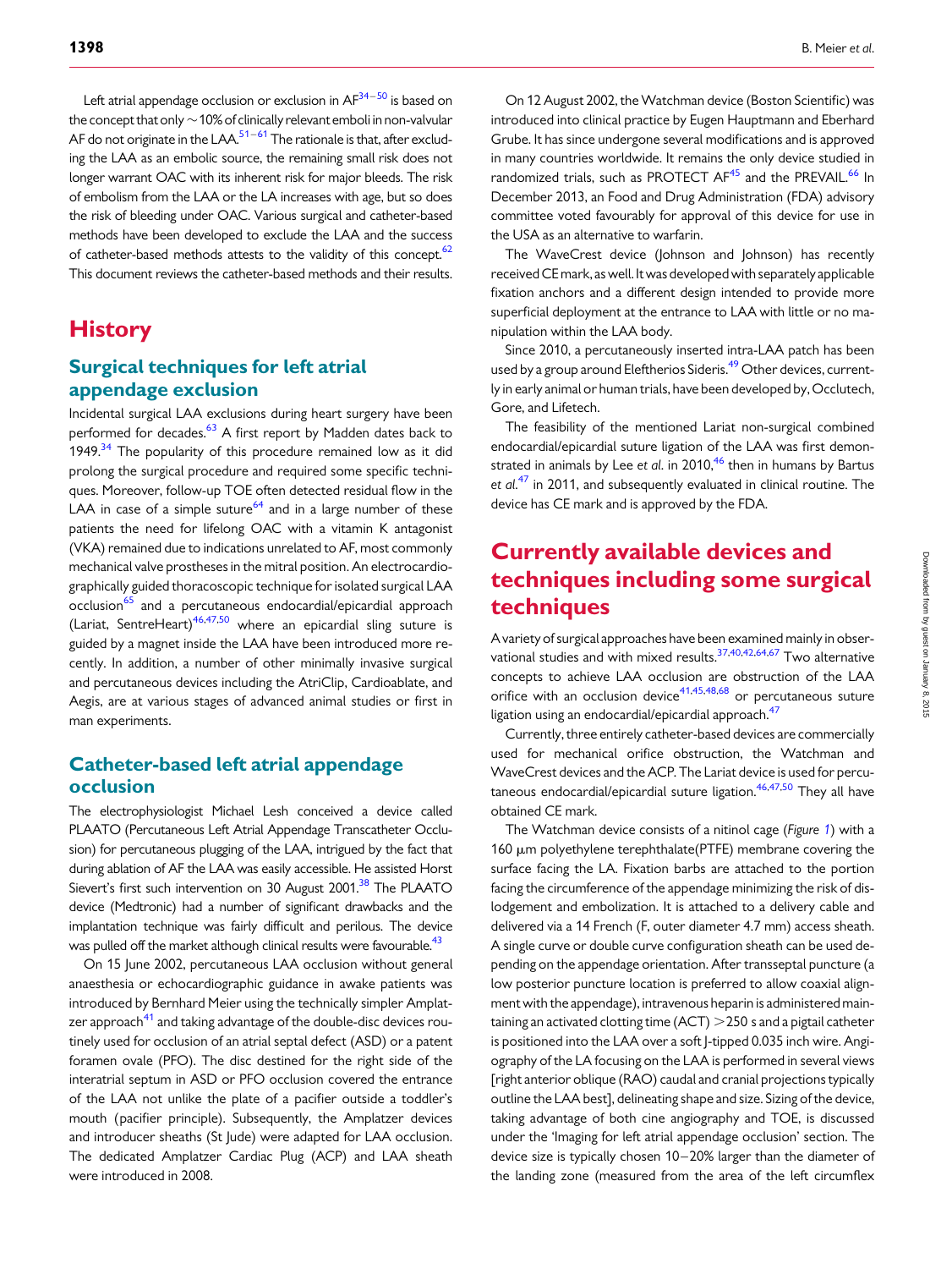Left atrial appendage occlusion or exclusion in AF[34–50] is based on the concept that only ~10% of clinically relevant emboli in non-valvular AF do not originate in the LAA.[51–61] The rationale is that, after excluding the LAA as an embolic source, the remaining small risk does not longer warrant OAC with its inherent risk for major bleeds. The risk of embolism from the LAA or the LA increases with age, but so does the risk of bleeding under OAC. Various surgical and catheter-based methods have been developed to exclude the LAA and the success of catheter-based methods attests to the validity of this concept.[62] This document reviews the catheter-based methods and their results.

# History

## Surgical techniques for left atrial appendage exclusion

Incidental surgical LAA exclusions during heart surgery have been performed for decades.[63] A first report by Madden dates back to 1949.[34] The popularity of this procedure remained low as it did prolong the surgical procedure and required some specific techniques. Moreover, follow-up TOE often detected residual flow in the LAA in case of a simple suture[64] and in a large number of these patients the need for lifelong OAC with a vitamin K antagonist (VKA) remained due to indications unrelated to AF, most commonly mechanical valve prostheses in the mitral position. An electrocardiographically guided thoracoscopic technique for isolated surgical LAA occlusion[65] and a percutaneous endocardial/epicardial approach (Lariat, SentreHeart)[46,47,50] where an epicardial sling suture is guided by a magnet inside the LAA have been introduced more recently. In addition, a number of other minimally invasive surgical and percutaneous devices including the AtriClip, Cardioablate, and Aegis, are at various stages of advanced animal studies or first in man experiments.

## Catheter-based left atrial appendage occlusion

The electrophysiologist Michael Lesh conceived a device called PLAATO (Percutaneous Left Atrial Appendage Transcatheter Occlusion) for percutaneous plugging of the LAA, intrigued by the fact that during ablation of AF the LAA was easily accessible. He assisted Horst Sievert's first such intervention on 30 August 2001.[38] The PLAATO device (Medtronic) had a number of significant drawbacks and the implantation technique was fairly difficult and perilous. The device was pulled off the market although clinical results were favourable.[43]

On 15 June 2002, percutaneous LAA occlusion without general anaesthesia or echocardiographic guidance in awake patients was introduced by Bernhard Meier using the technically simpler Amplatzer approach[41] and taking advantage of the double-disc devices routinely used for occlusion of an atrial septal defect (ASD) or a patent foramen ovale (PFO). The disc destined for the right side of the interatrial septum in ASD or PFO occlusion covered the entrance of the LAA not unlike the plate of a pacifier outside a toddler's mouth (pacifier principle). Subsequently, the Amplatzer devices and introducer sheaths (St Jude) were adapted for LAA occlusion. The dedicated Amplatzer Cardiac Plug (ACP) and LAA sheath were introduced in 2008.

On 12 August 2002, the Watchman device (Boston Scientific) was introduced into clinical practice by Eugen Hauptmann and Eberhard Grube. It has since undergone several modifications and is approved in many countries worldwide. It remains the only device studied in randomized trials, such as PROTECT AF[45] and the PREVAIL.[66] In December 2013, an Food and Drug Administration (FDA) advisory committee voted favourably for approval of this device for use in the USA as an alternative to warfarin.

The WaveCrest device (Johnson and Johnson) has recently received CE mark, as well. It was developed with separately applicable fixation anchors and a different design intended to provide more superficial deployment at the entrance to LAA with little or no manipulation within the LAA body.

Since 2010, a percutaneously inserted intra-LAA patch has been used by a group around Eleftherios Sideris.[49] Other devices, currently in early animal or human trials, have been developed by, Occlutech, Gore, and Lifetech.

The feasibility of the mentioned Lariat non-surgical combined endocardial/epicardial suture ligation of the LAA was first demonstrated in animals by Lee *et al.* in 2010,[46] then in humans by Bartus *et al.*[47] in 2011, and subsequently evaluated in clinical routine. The device has CE mark and is approved by the FDA.

# Currently available devices and techniques including some surgical techniques

A variety of surgical approaches have been examined mainly in observational studies and with mixed results.[37,40,42,64,67] Two alternative concepts to achieve LAA occlusion are obstruction of the LAA orifice with an occlusion device[41,45,48,68] or percutaneous suture ligation using an endocardial/epicardial approach.[47]

Currently, three entirely catheter-based devices are commercially used for mechanical orifice obstruction, the Watchman and WaveCrest devices and the ACP. The Lariat device is used for percutaneous endocardial/epicardial suture ligation.[46,47,50] They all have obtained CE mark.

The Watchman device consists of a nitinol cage (*Figure 1*) with a 160 μm polyethylene terephthalate(PTFE) membrane covering the surface facing the LA. Fixation barbs are attached to the portion facing the circumference of the appendage minimizing the risk of dislodgement and embolization. It is attached to a delivery cable and delivered via a 14 French (F, outer diameter 4.7 mm) access sheath. A single curve or double curve configuration sheath can be used depending on the appendage orientation. After transseptal puncture (a low posterior puncture location is preferred to allow coaxial alignment with the appendage), intravenous heparin is administered maintaining an activated clotting time (ACT) >250 s and a pigtail catheter is positioned into the LAA over a soft J-tipped 0.035 inch wire. Angiography of the LA focusing on the LAA is performed in several views [right anterior oblique (RAO) caudal and cranial projections typically outline the LAA best], delineating shape and size. Sizing of the device, taking advantage of both cine angiography and TOE, is discussed under the 'Imaging for left atrial appendage occlusion' section. The device size is typically chosen 10–20% larger than the diameter of the landing zone (measured from the area of the left circumflex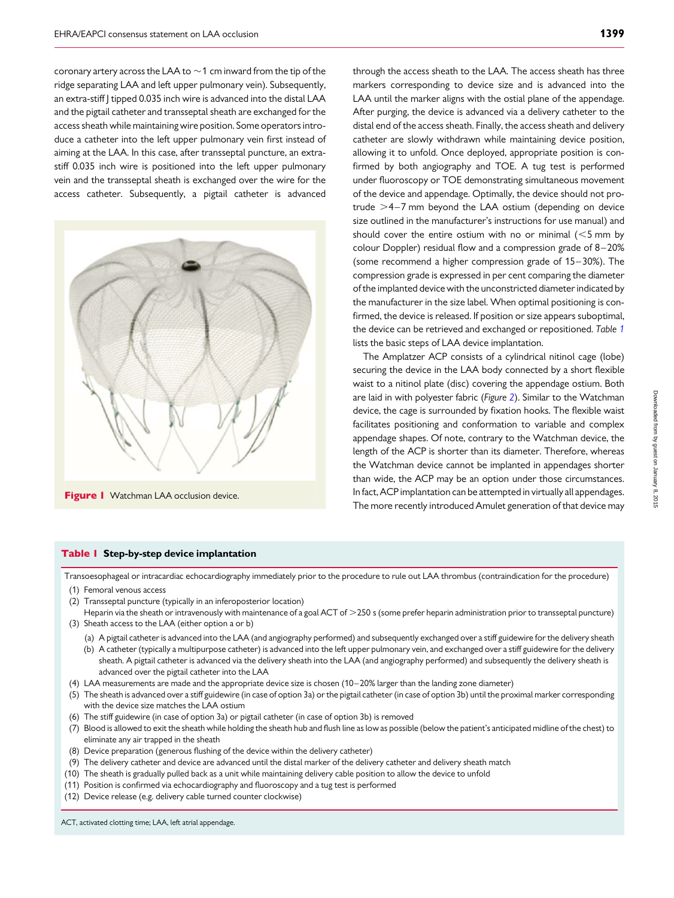coronary artery across the LAA to ∼1 cm inward from the tip of the ridge separating LAA and left upper pulmonary vein). Subsequently, an extra-stiff J tipped 0.035 inch wire is advanced into the distal LAA and the pigtail catheter and transseptal sheath are exchanged for the access sheath while maintaining wire position. Some operators introduce a catheter into the left upper pulmonary vein first instead of aiming at the LAA. In this case, after transseptal puncture, an extra-stiff 0.035 inch wire is positioned into the left upper pulmonary vein and the transseptal sheath is exchanged over the wire for the access catheter. Subsequently, a pigtail catheter is advanced through the access sheath to the LAA. The access sheath has three markers corresponding to device size and is advanced into the LAA until the marker aligns with the ostial plane of the appendage. After purging, the device is advanced via a delivery catheter to the distal end of the access sheath. Finally, the access sheath and delivery catheter are slowly withdrawn while maintaining device position, allowing it to unfold. Once deployed, appropriate position is confirmed by both angiography and TOE. A tug test is performed under fluoroscopy or TOE demonstrating simultaneous movement of the device and appendage. Optimally, the device should not protrude >4–7 mm beyond the LAA ostium (depending on device size outlined in the manufacturer's instructions for use manual) and should cover the entire ostium with no or minimal (<5 mm by colour Doppler) residual flow and a compression grade of 8–20% (some recommend a higher compression grade of 15–30%). The compression grade is expressed in per cent comparing the diameter of the implanted device with the unconstricted diameter indicated by the manufacturer in the size label. When optimal positioning is confirmed, the device is released. If position or size appears suboptimal, the device can be retrieved and exchanged or repositioned. *Table 1* lists the basic steps of LAA device implantation.

**Figure 1** Watchman LAA occlusion device.

The Amplatzer ACP consists of a cylindrical nitinol cage (lobe) securing the device in the LAA body connected by a short flexible waist to a nitinol plate (disc) covering the appendage ostium. Both are laid in with polyester fabric (*Figure 2*). Similar to the Watchman device, the cage is surrounded by fixation hooks. The flexible waist facilitates positioning and conformation to variable and complex appendage shapes. Of note, contrary to the Watchman device, the length of the ACP is shorter than its diameter. Therefore, whereas the Watchman device cannot be implanted in appendages shorter than wide, the ACP may be an option under those circumstances. In fact, ACP implantation can be attempted in virtually all appendages. The more recently introduced Amulet generation of that device may

**Table 1 Step-by-step device implantation**

Transoesophageal or intracardiac echocardiography immediately prior to the procedure to rule out LAA thrombus (contraindication for the procedure)

1. Femoral venous access
2. Transseptal puncture (typically in an inferoposterior location)
   Heparin via the sheath or intravenously with maintenance of a goal ACT of >250 s (some prefer heparin administration prior to transseptal puncture)
3. Sheath access to the LAA (either option a or b)
   (a) A pigtail catheter is advanced into the LAA (and angiography performed) and subsequently exchanged over a stiff guidewire for the delivery sheath
   (b) A catheter (typically a multipurpose catheter) is advanced into the left upper pulmonary vein, and exchanged over a stiff guidewire for the delivery sheath. A pigtail catheter is advanced via the delivery sheath into the LAA (and angiography performed) and subsequently the delivery sheath is advanced over the pigtail catheter into the LAA
4. LAA measurements are made and the appropriate device size is chosen (10–20% larger than the landing zone diameter)
5. The sheath is advanced over a stiff guidewire (in case of option 3a) or the pigtail catheter (in case of option 3b) until the proximal marker corresponding with the device size matches the LAA ostium
6. The stiff guidewire (in case of option 3a) or pigtail catheter (in case of option 3b) is removed
7. Blood is allowed to exit the sheath while holding the sheath hub and flush line as low as possible (below the patient's anticipated midline of the chest) to eliminate any air trapped in the sheath
8. Device preparation (generous flushing of the device within the delivery catheter)
9. The delivery catheter and device are advanced until the distal marker of the delivery catheter and delivery sheath match
10. The sheath is gradually pulled back as a unit while maintaining delivery cable position to allow the device to unfold
11. Position is confirmed via echocardiography and fluoroscopy and a tug test is performed
12. Device release (e.g. delivery cable turned counter clockwise)

ACT, activated clotting time; LAA, left atrial appendage.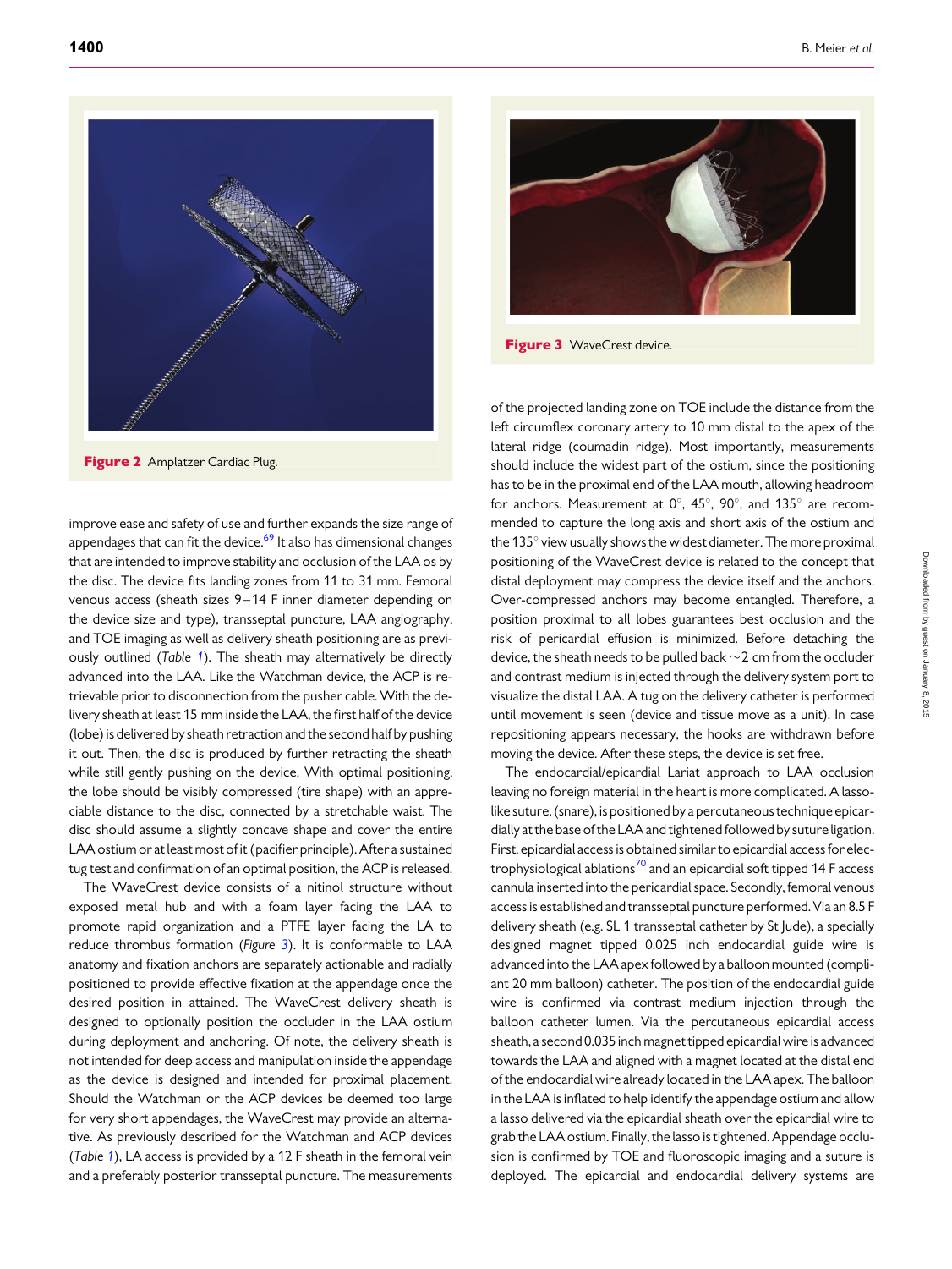Figure 2 Amplatzer Cardiac Plug.

Figure 3 WaveCrest device.

improve ease and safety of use and further expands the size range of appendages that can fit the device.[69] It also has dimensional changes that are intended to improve stability and occlusion of the LAA os by the disc. The device fits landing zones from 11 to 31 mm. Femoral venous access (sheath sizes 9–14 F inner diameter depending on the device size and type), transseptal puncture, LAA angiography, and TOE imaging as well as delivery sheath positioning are as previously outlined (*Table 1*). The sheath may alternatively be directly advanced into the LAA. Like the Watchman device, the ACP is retrievable prior to disconnection from the pusher cable. With the delivery sheath at least 15 mm inside the LAA, the first half of the device (lobe) is delivered by sheath retraction and the second half by pushing it out. Then, the disc is produced by further retracting the sheath while still gently pushing on the device. With optimal positioning, the lobe should be visibly compressed (tire shape) with an appreciable distance to the disc, connected by a stretchable waist. The disc should assume a slightly concave shape and cover the entire LAA ostium or at least most of it (pacifier principle). After a sustained tug test and confirmation of an optimal position, the ACP is released.

The WaveCrest device consists of a nitinol structure without exposed metal hub and with a foam layer facing the LAA to promote rapid organization and a PTFE layer facing the LA to reduce thrombus formation (*Figure 3*). It is conformable to LAA anatomy and fixation anchors are separately actionable and radially positioned to provide effective fixation at the appendage once the desired position in attained. The WaveCrest delivery sheath is designed to optionally position the occluder in the LAA ostium during deployment and anchoring. Of note, the delivery sheath is not intended for deep access and manipulation inside the appendage as the device is designed and intended for proximal placement. Should the Watchman or the ACP devices be deemed too large for very short appendages, the WaveCrest may provide an alternative. As previously described for the Watchman and ACP devices (*Table 1*), LA access is provided by a 12 F sheath in the femoral vein and a preferably posterior transseptal puncture. The measurements of the projected landing zone on TOE include the distance from the left circumflex coronary artery to 10 mm distal to the apex of the lateral ridge (coumadin ridge). Most importantly, measurements should include the widest part of the ostium, since the positioning has to be in the proximal end of the LAA mouth, allowing headroom for anchors. Measurement at 0°, 45°, 90°, and 135° are recommended to capture the long axis and short axis of the ostium and the 135° view usually shows the widest diameter. The more proximal positioning of the WaveCrest device is related to the concept that distal deployment may compress the device itself and the anchors. Over-compressed anchors may become entangled. Therefore, a position proximal to all lobes guarantees best occlusion and the risk of pericardial effusion is minimized. Before detaching the device, the sheath needs to be pulled back ~2 cm from the occluder and contrast medium is injected through the delivery system port to visualize the distal LAA. A tug on the delivery catheter is performed until movement is seen (device and tissue move as a unit). In case repositioning appears necessary, the hooks are withdrawn before moving the device. After these steps, the device is set free.

The endocardial/epicardial Lariat approach to LAA occlusion leaving no foreign material in the heart is more complicated. A lasso-like suture, (snare), is positioned by a percutaneous technique epicardially at the base of the LAA and tightened followed by suture ligation. First, epicardial access is obtained similar to epicardial access for electrophysiological ablations[70] and an epicardial soft tipped 14 F access cannula inserted into the pericardial space. Secondly, femoral venous access is established and transseptal puncture performed. Via an 8.5 F delivery sheath (e.g. SL 1 transseptal catheter by St Jude), a specially designed magnet tipped 0.025 inch endocardial guide wire is advanced into the LAA apex followed by a balloon mounted (compliant 20 mm balloon) catheter. The position of the endocardial guide wire is confirmed via contrast medium injection through the balloon catheter lumen. Via the percutaneous epicardial access sheath, a second 0.035 inch magnet tipped epicardial wire is advanced towards the LAA and aligned with a magnet located at the distal end of the endocardial wire already located in the LAA apex. The balloon in the LAA is inflated to help identify the appendage ostium and allow a lasso delivered via the epicardial sheath over the epicardial wire to grab the LAA ostium. Finally, the lasso is tightened. Appendage occlusion is confirmed by TOE and fluoroscopic imaging and a suture is deployed. The epicardial and endocardial delivery systems are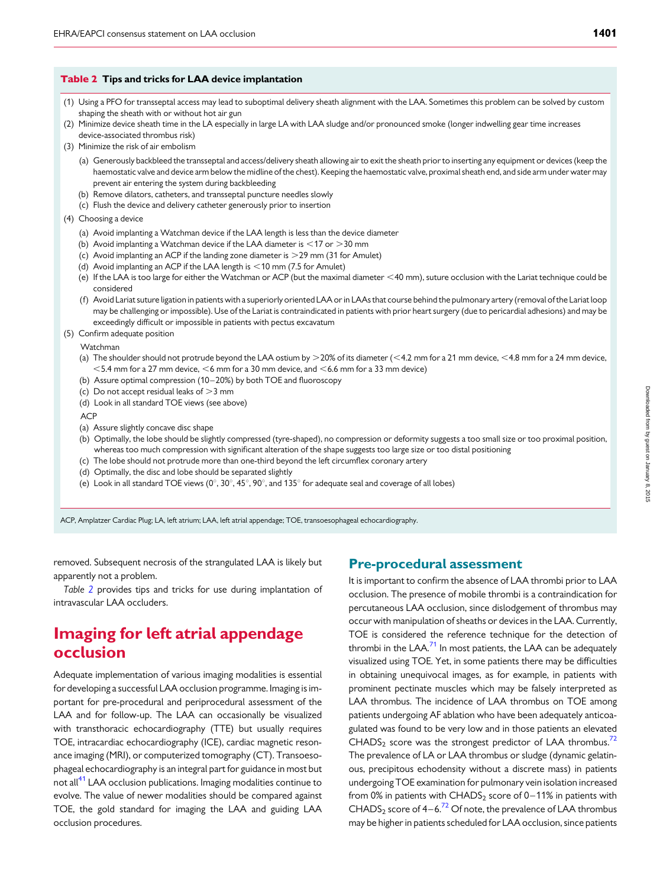**Table 2 Tips and tricks for LAA device implantation**

(1) Using a PFO for transseptal access may lead to suboptimal delivery sheath alignment with the LAA. Sometimes this problem can be solved by custom shaping the sheath with or without hot air gun

(2) Minimize device sheath time in the LA especially in large LA with LAA sludge and/or pronounced smoke (longer indwelling gear time increases device-associated thrombus risk)

(3) Minimize the risk of air embolism

- (a) Generously backbleed the transseptal and access/delivery sheath allowing air to exit the sheath prior to inserting any equipment or devices (keep the haemostatic valve and device arm below the midline of the chest). Keeping the haemostatic valve, proximal sheath end, and side arm under water may prevent air entering the system during backbleeding
- (b) Remove dilators, catheters, and transseptal puncture needles slowly
- (c) Flush the device and delivery catheter generously prior to insertion

(4) Choosing a device

- (a) Avoid implanting a Watchman device if the LAA length is less than the device diameter
- (b) Avoid implanting a Watchman device if the LAA diameter is <17 or >30 mm
- (c) Avoid implanting an ACP if the landing zone diameter is >29 mm (31 for Amulet)
- (d) Avoid implanting an ACP if the LAA length is <10 mm (7.5 for Amulet)
- (e) If the LAA is too large for either the Watchman or ACP (but the maximal diameter <40 mm), suture occlusion with the Lariat technique could be considered
- (f) Avoid Lariat suture ligation in patients with a superiorly oriented LAA or in LAAs that course behind the pulmonary artery (removal of the Lariat loop may be challenging or impossible). Use of the Lariat is contraindicated in patients with prior heart surgery (due to pericardial adhesions) and may be exceedingly difficult or impossible in patients with pectus excavatum

(5) Confirm adequate position

Watchman

- (a) The shoulder should not protrude beyond the LAA ostium by >20% of its diameter (<4.2 mm for a 21 mm device, <4.8 mm for a 24 mm device, <5.4 mm for a 27 mm device, <6 mm for a 30 mm device, and <6.6 mm for a 33 mm device)
- (b) Assure optimal compression (10–20%) by both TOE and fluoroscopy
- (c) Do not accept residual leaks of >3 mm
- (d) Look in all standard TOE views (see above)

ACP

- (a) Assure slightly concave disc shape
- (b) Optimally, the lobe should be slightly compressed (tyre-shaped), no compression or deformity suggests a too small size or too proximal position, whereas too much compression with significant alteration of the shape suggests too large size or too distal positioning
- (c) The lobe should not protrude more than one-third beyond the left circumflex coronary artery
- (d) Optimally, the disc and lobe should be separated slightly
- (e) Look in all standard TOE views (0°, 30°, 45°, 90°, and 135° for adequate seal and coverage of all lobes)

ACP, Amplatzer Cardiac Plug; LA, left atrium; LAA, left atrial appendage; TOE, transoesophageal echocardiography.

removed. Subsequent necrosis of the strangulated LAA is likely but apparently not a problem.

*Table 2* provides tips and tricks for use during implantation of intravascular LAA occluders.

# Imaging for left atrial appendage occlusion

Adequate implementation of various imaging modalities is essential for developing a successful LAA occlusion programme. Imaging is important for pre-procedural and periprocedural assessment of the LAA and for follow-up. The LAA can occasionally be visualized with transthoracic echocardiography (TTE) but usually requires TOE, intracardiac echocardiography (ICE), cardiac magnetic resonance imaging (MRI), or computerized tomography (CT). Transoesophageal echocardiography is an integral part for guidance in most but not all[41] LAA occlusion publications. Imaging modalities continue to evolve. The value of newer modalities should be compared against TOE, the gold standard for imaging the LAA and guiding LAA occlusion procedures.

## Pre-procedural assessment

It is important to confirm the absence of LAA thrombi prior to LAA occlusion. The presence of mobile thrombi is a contraindication for percutaneous LAA occlusion, since dislodgement of thrombus may occur with manipulation of sheaths or devices in the LAA. Currently, TOE is considered the reference technique for the detection of thrombi in the LAA.[71] In most patients, the LAA can be adequately visualized using TOE. Yet, in some patients there may be difficulties in obtaining unequivocal images, as for example, in patients with prominent pectinate muscles which may be falsely interpreted as LAA thrombus. The incidence of LAA thrombus on TOE among patients undergoing AF ablation who have been adequately anticoagulated was found to be very low and in those patients an elevated $CHADS_2$ score was the strongest predictor of LAA thrombus.[72] The prevalence of LA or LAA thrombus or sludge (dynamic gelatinous, precipitous echodensity without a discrete mass) in patients undergoing TOE examination for pulmonary vein isolation increased from 0% in patients with $CHADS_2$ score of 0–11% in patients with $CHADS_2$ score of 4–6.[72] Of note, the prevalence of LAA thrombus may be higher in patients scheduled for LAA occlusion, since patients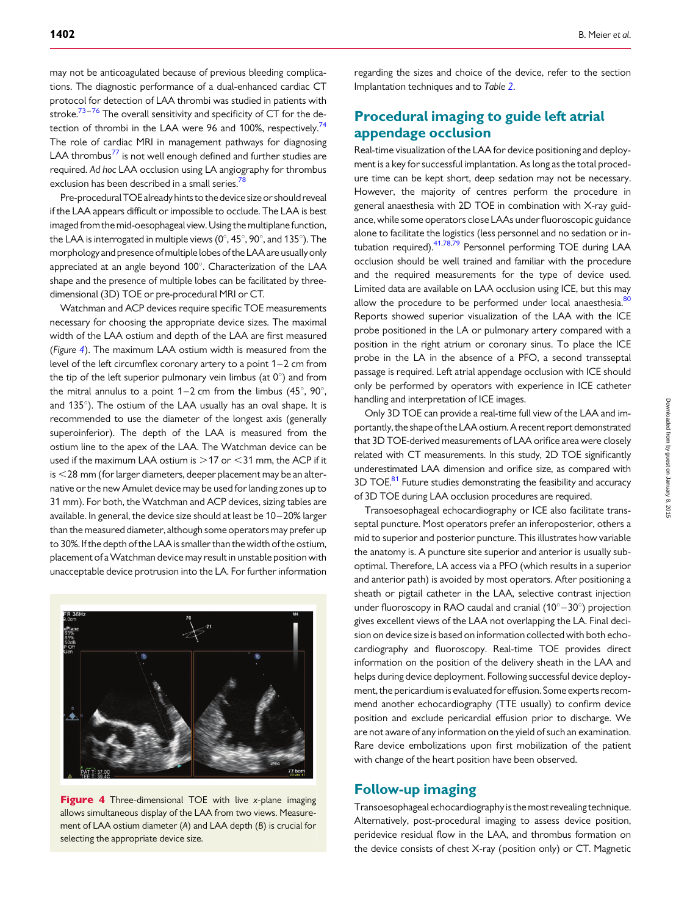may not be anticoagulated because of previous bleeding complications. The diagnostic performance of a dual-enhanced cardiac CT protocol for detection of LAA thrombi was studied in patients with stroke.[73–76] The overall sensitivity and specificity of CT for the detection of thrombi in the LAA were 96 and 100%, respectively.[74] The role of cardiac MRI in management pathways for diagnosing LAA thrombus[77] is not well enough defined and further studies are required. *Ad hoc* LAA occlusion using LA angiography for thrombus exclusion has been described in a small series.[78]

Pre-procedural TOE already hints to the device size or should reveal if the LAA appears difficult or impossible to occlude. The LAA is best imaged from the mid-oesophageal view. Using the multiplane function, the LAA is interrogated in multiple views (0°, 45°, 90°, and 135°). The morphology and presence of multiple lobes of the LAA are usually only appreciated at an angle beyond 100°. Characterization of the LAA shape and the presence of multiple lobes can be facilitated by three-dimensional (3D) TOE or pre-procedural MRI or CT.

Watchman and ACP devices require specific TOE measurements necessary for choosing the appropriate device sizes. The maximal width of the LAA ostium and depth of the LAA are first measured (*Figure 4*). The maximum LAA ostium width is measured from the level of the left circumflex coronary artery to a point 1–2 cm from the tip of the left superior pulmonary vein limbus (at 0°) and from the mitral annulus to a point 1–2 cm from the limbus (45°, 90°, and 135°). The ostium of the LAA usually has an oval shape. It is recommended to use the diameter of the longest axis (generally superoinferior). The depth of the LAA is measured from the ostium line to the apex of the LAA. The Watchman device can be used if the maximum LAA ostium is >17 or <31 mm, the ACP if it is <28 mm (for larger diameters, deeper placement may be an alternative or the new Amulet device may be used for landing zones up to 31 mm). For both, the Watchman and ACP devices, sizing tables are available. In general, the device size should at least be 10–20% larger than the measured diameter, although some operators may prefer up to 30%. If the depth of the LAA is smaller than the width of the ostium, placement of a Watchman device may result in unstable position with unacceptable device protrusion into the LA. For further information regarding the sizes and choice of the device, refer to the section Implantation techniques and to *Table 2*.

**Figure 4** Three-dimensional TOE with live *x*-plane imaging allows simultaneous display of the LAA from two views. Measurement of LAA ostium diameter (*A*) and LAA depth (*B*) is crucial for selecting the appropriate device size.

## Procedural imaging to guide left atrial appendage occlusion

Real-time visualization of the LAA for device positioning and deployment is a key for successful implantation. As long as the total procedure time can be kept short, deep sedation may not be necessary. However, the majority of centres perform the procedure in general anaesthesia with 2D TOE in combination with X-ray guidance, while some operators close LAAs under fluoroscopic guidance alone to facilitate the logistics (less personnel and no sedation or intubation required).[41,78,79] Personnel performing TOE during LAA occlusion should be well trained and familiar with the procedure and the required measurements for the type of device used. Limited data are available on LAA occlusion using ICE, but this may allow the procedure to be performed under local anaesthesia.[80] Reports showed superior visualization of the LAA with the ICE probe positioned in the LA or pulmonary artery compared with a position in the right atrium or coronary sinus. To place the ICE probe in the LA in the absence of a PFO, a second transseptal passage is required. Left atrial appendage occlusion with ICE should only be performed by operators with experience in ICE catheter handling and interpretation of ICE images.

Only 3D TOE can provide a real-time full view of the LAA and importantly, the shape of the LAA ostium. A recent report demonstrated that 3D TOE-derived measurements of LAA orifice area were closely related with CT measurements. In this study, 2D TOE significantly underestimated LAA dimension and orifice size, as compared with 3D TOE.[81] Future studies demonstrating the feasibility and accuracy of 3D TOE during LAA occlusion procedures are required.

Transoesophageal echocardiography or ICE also facilitate transseptal puncture. Most operators prefer an inferoposterior, others a mid to superior and posterior puncture. This illustrates how variable the anatomy is. A puncture site superior and anterior is usually suboptimal. Therefore, LA access via a PFO (which results in a superior and anterior path) is avoided by most operators. After positioning a sheath or pigtail catheter in the LAA, selective contrast injection under fluoroscopy in RAO caudal and cranial (10°–30°) projection gives excellent views of the LAA not overlapping the LA. Final decision on device size is based on information collected with both echocardiography and fluoroscopy. Real-time TOE provides direct information on the position of the delivery sheath in the LAA and helps during device deployment. Following successful device deployment, the pericardium is evaluated for effusion. Some experts recommend another echocardiography (TTE usually) to confirm device position and exclude pericardial effusion prior to discharge. We are not aware of any information on the yield of such an examination. Rare device embolizations upon first mobilization of the patient with change of the heart position have been observed.

## Follow-up imaging

Transoesophageal echocardiography is the most revealing technique. Alternatively, post-procedural imaging to assess device position, peridevice residual flow in the LAA, and thrombus formation on the device consists of chest X-ray (position only) or CT. Magnetic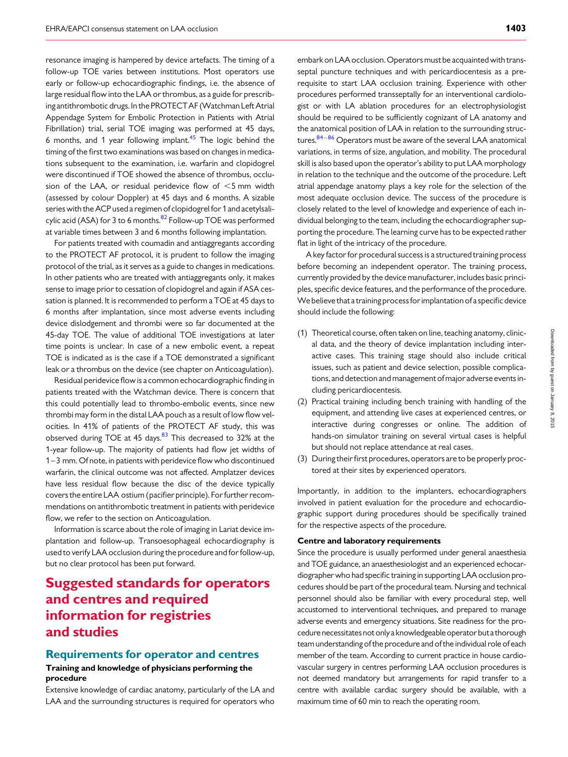resonance imaging is hampered by device artefacts. The timing of a follow-up TOE varies between institutions. Most operators use early or follow-up echocardiographic findings, i.e. the absence of large residual flow into the LAA or thrombus, as a guide for prescribing antithrombotic drugs. In the PROTECT AF (Watchman Left Atrial Appendage System for Embolic Protection in Patients with Atrial Fibrillation) trial, serial TOE imaging was performed at 45 days, 6 months, and 1 year following implant.[45] The logic behind the timing of the first two examinations was based on changes in medications subsequent to the examination, i.e. warfarin and clopidogrel were discontinued if TOE showed the absence of thrombus, occlusion of the LAA, or residual peridevice flow of <5 mm width (assessed by colour Doppler) at 45 days and 6 months. A sizable series with the ACP used a regimen of clopidogrel for 1 and acetylsalicylic acid (ASA) for 3 to 6 months.[82] Follow-up TOE was performed at variable times between 3 and 6 months following implantation.

For patients treated with coumadin and antiaggregants according to the PROTECT AF protocol, it is prudent to follow the imaging protocol of the trial, as it serves as a guide to changes in medications. In other patients who are treated with antiaggregants only, it makes sense to image prior to cessation of clopidogrel and again if ASA cessation is planned. It is recommended to perform a TOE at 45 days to 6 months after implantation, since most adverse events including device dislodgement and thrombi were so far documented at the 45-day TOE. The value of additional TOE investigations at later time points is unclear. In case of a new embolic event, a repeat TOE is indicated as is the case if a TOE demonstrated a significant leak or a thrombus on the device (see chapter on Anticoagulation).

Residual peridevice flow is a common echocardiographic finding in patients treated with the Watchman device. There is concern that this could potentially lead to thrombo-embolic events, since new thrombi may form in the distal LAA pouch as a result of low flow velocities. In 41% of patients of the PROTECT AF study, this was observed during TOE at 45 days.[83] This decreased to 32% at the 1-year follow-up. The majority of patients had flow jet widths of 1–3 mm. Of note, in patients with peridevice flow who discontinued warfarin, the clinical outcome was not affected. Amplatzer devices have less residual flow because the disc of the device typically covers the entire LAA ostium (pacifier principle). For further recommendations on antithrombotic treatment in patients with peridevice flow, we refer to the section on Anticoagulation.

Information is scarce about the role of imaging in Lariat device implantation and follow-up. Transoesophageal echocardiography is used to verify LAA occlusion during the procedure and for follow-up, but no clear protocol has been put forward.

# Suggested standards for operators and centres and required information for registries and studies

## Requirements for operator and centres

### Training and knowledge of physicians performing the procedure

Extensive knowledge of cardiac anatomy, particularly of the LA and LAA and the surrounding structures is required for operators who embark on LAA occlusion. Operators must be acquainted with transseptal puncture techniques and with pericardiocentesis as a prerequisite to start LAA occlusion training. Experience with other procedures performed transseptally for an interventional cardiologist or with LA ablation procedures for an electrophysiologist should be required to be sufficiently cognizant of LA anatomy and the anatomical position of LAA in relation to the surrounding structures.[84–86] Operators must be aware of the several LAA anatomical variations, in terms of size, angulation, and mobility. The procedural skill is also based upon the operator's ability to put LAA morphology in relation to the technique and the outcome of the procedure. Left atrial appendage anatomy plays a key role for the selection of the most adequate occlusion device. The success of the procedure is closely related to the level of knowledge and experience of each individual belonging to the team, including the echocardiographer supporting the procedure. The learning curve has to be expected rather flat in light of the intricacy of the procedure.

A key factor for procedural success is a structured training process before becoming an independent operator. The training process, currently provided by the device manufacturer, includes basic principles, specific device features, and the performance of the procedure. We believe that a training process for implantation of a specific device should include the following:

1. Theoretical course, often taken on line, teaching anatomy, clinical data, and the theory of device implantation including interactive cases. This training stage should also include critical issues, such as patient and device selection, possible complications, and detection and management of major adverse events including pericardiocentesis.
2. Practical training including bench training with handling of the equipment, and attending live cases at experienced centres, or interactive during congresses or online. The addition of hands-on simulator training on several virtual cases is helpful but should not replace attendance at real cases.
3. During their first procedures, operators are to be properly proctored at their sites by experienced operators.

Importantly, in addition to the implanters, echocardiographers involved in patient evaluation for the procedure and echocardiographic support during procedures should be specifically trained for the respective aspects of the procedure.

### Centre and laboratory requirements

Since the procedure is usually performed under general anaesthesia and TOE guidance, an anaesthesiologist and an experienced echocardiographer who had specific training in supporting LAA occlusion procedures should be part of the procedural team. Nursing and technical personnel should also be familiar with every procedural step, well accustomed to interventional techniques, and prepared to manage adverse events and emergency situations. Site readiness for the procedure necessitates not only a knowledgeable operator but a thorough team understanding of the procedure and of the individual role of each member of the team. According to current practice in house cardiovascular surgery in centres performing LAA occlusion procedures is not deemed mandatory but arrangements for rapid transfer to a centre with available cardiac surgery should be available, with a maximum time of 60 min to reach the operating room.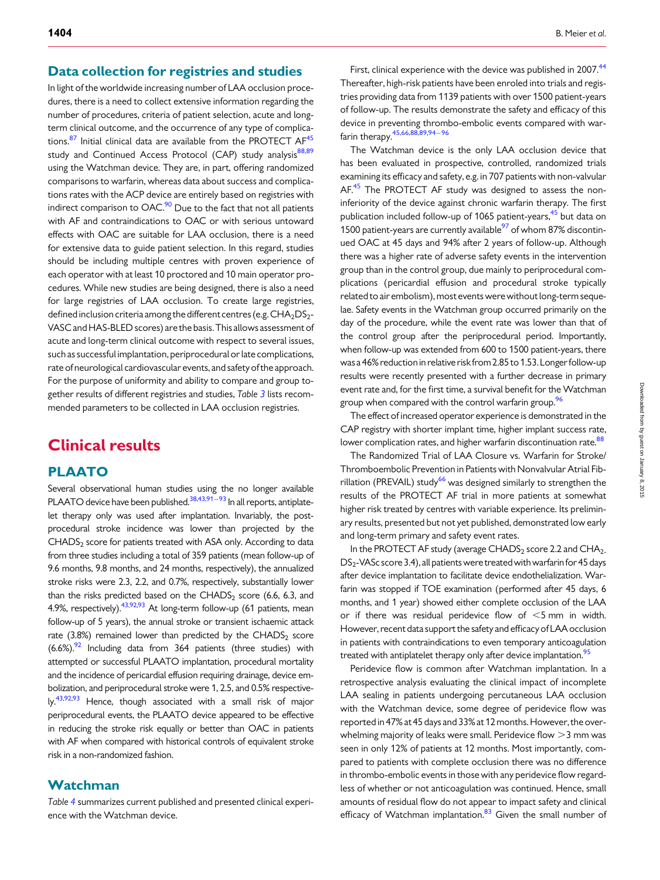## Data collection for registries and studies

In light of the worldwide increasing number of LAA occlusion procedures, there is a need to collect extensive information regarding the number of procedures, criteria of patient selection, acute and long-term clinical outcome, and the occurrence of any type of complications.[87] Initial clinical data are available from the PROTECT AF[45] study and Continued Access Protocol (CAP) study analysis[88,89] using the Watchman device. They are, in part, offering randomized comparisons to warfarin, whereas data about success and complications rates with the ACP device are entirely based on registries with indirect comparison to OAC.[90] Due to the fact that not all patients with AF and contraindications to OAC or with serious untoward effects with OAC are suitable for LAA occlusion, there is a need for extensive data to guide patient selection. In this regard, studies should be including multiple centres with proven experience of each operator with at least 10 proctored and 10 main operator procedures. While new studies are being designed, there is also a need for large registries of LAA occlusion. To create large registries, defined inclusion criteria among the different centres (e.g. $CHA_2DS_2$-VASC and HAS-BLED scores) are the basis. This allows assessment of acute and long-term clinical outcome with respect to several issues, such as successful implantation, periprocedural or late complications, rate of neurological cardiovascular events, and safety of the approach. For the purpose of uniformity and ability to compare and group together results of different registries and studies, *Table 3* lists recommended parameters to be collected in LAA occlusion registries.

# Clinical results

## PLAATO

Several observational human studies using the no longer available PLAATO device have been published.[38,43,91–93] In all reports, antiplatelet therapy only was used after implantation. Invariably, the post-procedural stroke incidence was lower than projected by the $CHADS_2$ score for patients treated with ASA only. According to data from three studies including a total of 359 patients (mean follow-up of 9.6 months, 9.8 months, and 24 months, respectively), the annualized stroke risks were 2.3, 2.2, and 0.7%, respectively, substantially lower than the risks predicted based on the $CHADS_2$ score (6.6, 6.3, and 4.9%, respectively).[43,92,93] At long-term follow-up (61 patients, mean follow-up of 5 years), the annual stroke or transient ischaemic attack rate (3.8%) remained lower than predicted by the $CHADS_2$ score (6.6%).[92] Including data from 364 patients (three studies) with attempted or successful PLAATO implantation, procedural mortality and the incidence of pericardial effusion requiring drainage, device embolization, and periprocedural stroke were 1, 2.5, and 0.5% respectively.[43,92,93] Hence, though associated with a small risk of major periprocedural events, the PLAATO device appeared to be effective in reducing the stroke risk equally or better than OAC in patients with AF when compared with historical controls of equivalent stroke risk in a non-randomized fashion.

## Watchman

*Table 4* summarizes current published and presented clinical experience with the Watchman device.

First, clinical experience with the device was published in 2007.[44] Thereafter, high-risk patients have been enroled into trials and registries providing data from 1139 patients with over 1500 patient-years of follow-up. The results demonstrate the safety and efficacy of this device in preventing thrombo-embolic events compared with warfarin therapy.[45,66,88,89,94–96]

The Watchman device is the only LAA occlusion device that has been evaluated in prospective, controlled, randomized trials examining its efficacy and safety, e.g. in 707 patients with non-valvular AF.[45] The PROTECT AF study was designed to assess the non-inferiority of the device against chronic warfarin therapy. The first publication included follow-up of 1065 patient-years,[45] but data on 1500 patient-years are currently available[97] of whom 87% discontinued OAC at 45 days and 94% after 2 years of follow-up. Although there was a higher rate of adverse safety events in the intervention group than in the control group, due mainly to periprocedural complications (pericardial effusion and procedural stroke typically related to air embolism), most events were without long-term sequelae. Safety events in the Watchman group occurred primarily on the day of the procedure, while the event rate was lower than that of the control group after the periprocedural period. Importantly, when follow-up was extended from 600 to 1500 patient-years, there was a 46% reduction in relative risk from 2.85 to 1.53. Longer follow-up results were recently presented with a further decrease in primary event rate and, for the first time, a survival benefit for the Watchman group when compared with the control warfarin group.[96]

The effect of increased operator experience is demonstrated in the CAP registry with shorter implant time, higher implant success rate, lower complication rates, and higher warfarin discontinuation rate.[88]

The Randomized Trial of LAA Closure vs. Warfarin for Stroke/Thromboembolic Prevention in Patients with Nonvalvular Atrial Fibrillation (PREVAIL) study[66] was designed similarly to strengthen the results of the PROTECT AF trial in more patients at somewhat higher risk treated by centres with variable experience. Its preliminary results, presented but not yet published, demonstrated low early and long-term primary and safety event rates.

In the PROTECT AF study (average $CHADS_2$ score 2.2 and $CHA_2DS_2$-VASc score 3.4), all patients were treated with warfarin for 45 days after device implantation to facilitate device endothelialization. Warfarin was stopped if TOE examination (performed after 45 days, 6 months, and 1 year) showed either complete occlusion of the LAA or if there was residual peridevice flow of <5 mm in width. However, recent data support the safety and efficacy of LAA occlusion in patients with contraindications to even temporary anticoagulation treated with antiplatelet therapy only after device implantation.[95]

Peridevice flow is common after Watchman implantation. In a retrospective analysis evaluating the clinical impact of incomplete LAA sealing in patients undergoing percutaneous LAA occlusion with the Watchman device, some degree of peridevice flow was reported in 47% at 45 days and 33% at 12 months. However, the overwhelming majority of leaks were small. Peridevice flow >3 mm was seen in only 12% of patients at 12 months. Most importantly, compared to patients with complete occlusion there was no difference in thrombo-embolic events in those with any peridevice flow regardless of whether or not anticoagulation was continued. Hence, small amounts of residual flow do not appear to impact safety and clinical efficacy of Watchman implantation.[83] Given the small number of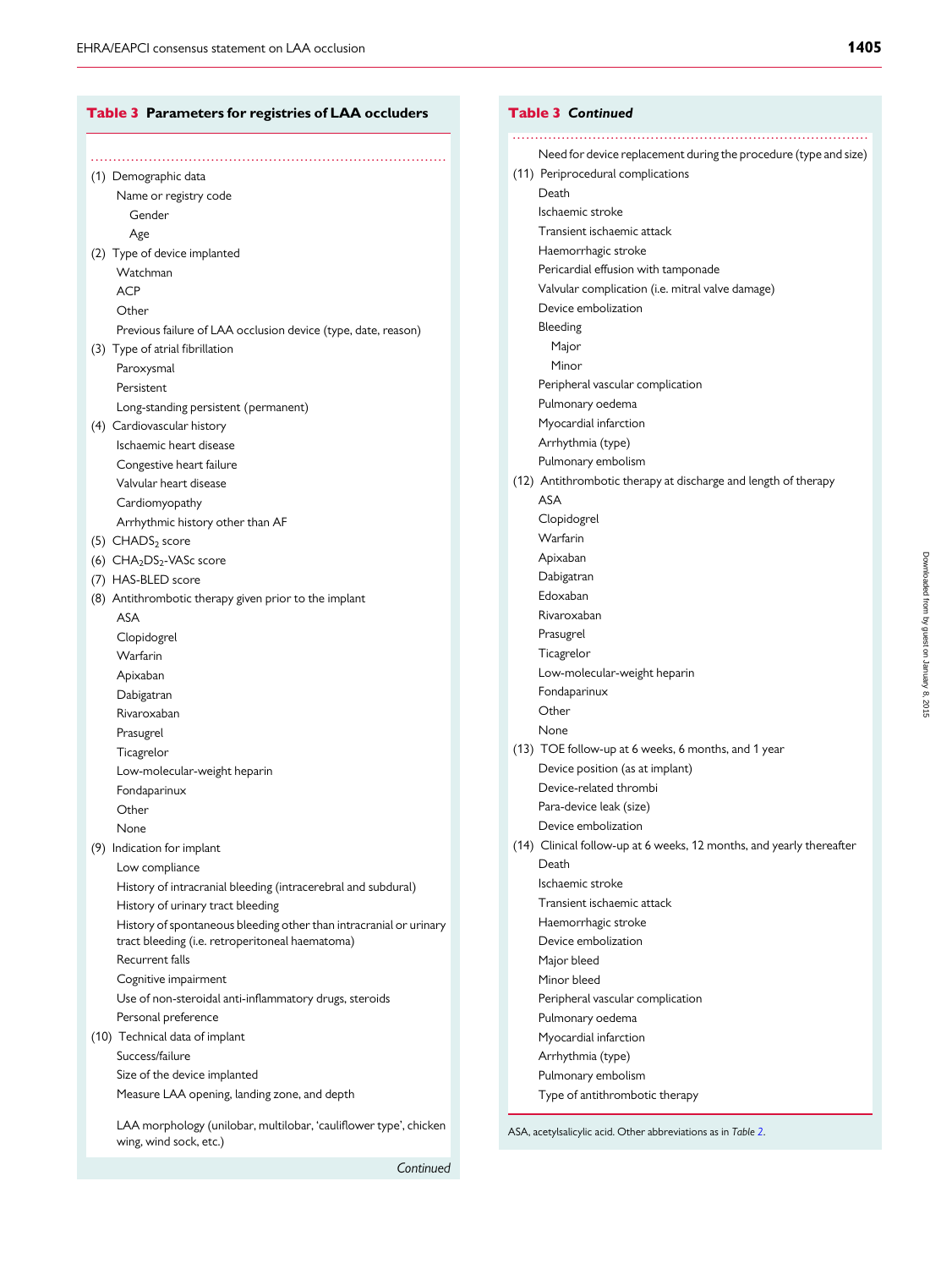**Table 3 Parameters for registries of LAA occluders**

(1) Demographic data
- Name or registry code
  - Gender
  - Age

(2) Type of device implanted
- Watchman
- ACP
- Other
- Previous failure of LAA occlusion device (type, date, reason)

(3) Type of atrial fibrillation
- Paroxysmal
- Persistent
- Long-standing persistent (permanent)

(4) Cardiovascular history
- Ischaemic heart disease
- Congestive heart failure
- Valvular heart disease
- Cardiomyopathy
- Arrhythmic history other than AF

(5) $CHADS_2$ score

(6) $CHA_2DS_2$-VASc score

(7) HAS-BLED score

(8) Antithrombotic therapy given prior to the implant
- ASA
- Clopidogrel
- Warfarin
- Apixaban
- Dabigatran
- Rivaroxaban
- Prasugrel
- Ticagrelor
- Low-molecular-weight heparin
- Fondaparinux
- Other
- None

(9) Indication for implant
- Low compliance
- History of intracranial bleeding (intracerebral and subdural)
- History of urinary tract bleeding
- History of spontaneous bleeding other than intracranial or urinary tract bleeding (i.e. retroperitoneal haematoma)
- Recurrent falls
- Cognitive impairment
- Use of non-steroidal anti-inflammatory drugs, steroids
- Personal preference

(10) Technical data of implant
- Success/failure
- Size of the device implanted
- Measure LAA opening, landing zone, and depth
- LAA morphology (unilobar, multilobar, 'cauliflower type', chicken wing, wind sock, etc.)
- Need for device replacement during the procedure (type and size)

(11) Periprocedural complications
- Death
- Ischaemic stroke
- Transient ischaemic attack
- Haemorrhagic stroke
- Pericardial effusion with tamponade
- Valvular complication (i.e. mitral valve damage)
- Device embolization
- Bleeding
  - Major
  - Minor
- Peripheral vascular complication
- Pulmonary oedema
- Myocardial infarction
- Arrhythmia (type)
- Pulmonary embolism

(12) Antithrombotic therapy at discharge and length of therapy
- ASA
- Clopidogrel
- Warfarin
- Apixaban
- Dabigatran
- Edoxaban
- Rivaroxaban
- Prasugrel
- Ticagrelor
- Low-molecular-weight heparin
- Fondaparinux
- Other
- None

(13) TOE follow-up at 6 weeks, 6 months, and 1 year
- Device position (as at implant)
- Device-related thrombi
- Para-device leak (size)
- Device embolization

(14) Clinical follow-up at 6 weeks, 12 months, and yearly thereafter
- Death
- Ischaemic stroke
- Transient ischaemic attack
- Haemorrhagic stroke
- Device embolization
- Major bleed
- Minor bleed
- Peripheral vascular complication
- Pulmonary oedema
- Myocardial infarction
- Arrhythmia (type)
- Pulmonary embolism
- Type of antithrombotic therapy

ASA, acetylsalicylic acid. Other abbreviations as in *Table 2*.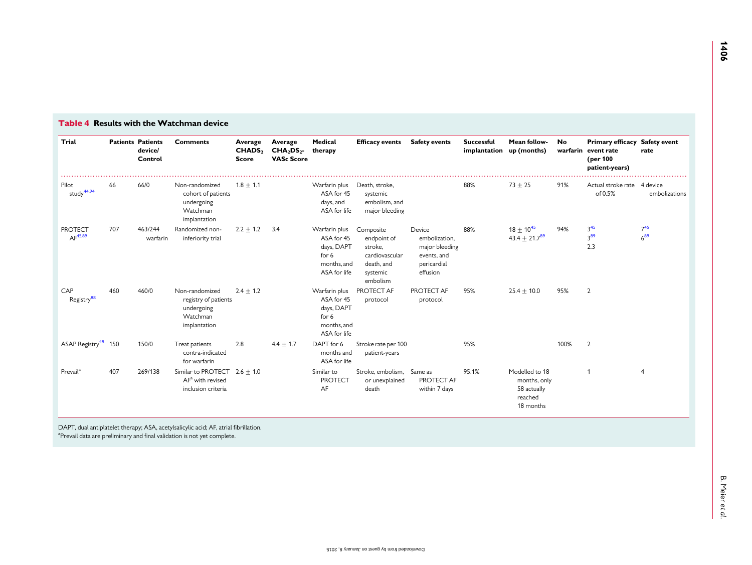**Table 4 Results with the Watchman device**

| Trial | Patients | Patients device/ Control | Comments | Average $CHADS_2$ Score | Average $CHA_2DS_2$-VASc Score | Medical therapy | Efficacy events | Safety events | Successful implantation | Mean follow-up (months) | No warfarin | Primary efficacy event rate (per 100 patient-years) | Safety event rate |
|---|---|---|---|---|---|---|---|---|---|---|---|---|---|
| Pilot study[44,94] | 66 | 66/0 | Non-randomized cohort of patients undergoing Watchman implantation | 1.8 ± 1.1 | | Warfarin plus ASA for 45 days, and ASA for life | Death, stroke, systemic embolism, and major bleeding | | 88% | 73 ± 25 | 91% | Actual stroke rate of 0.5% | 4 device embolizations |
| PROTECT AF[45,89] | 707 | 463/244 warfarin | Randomized non-inferiority trial | 2.2 ± 1.2 | 3.4 | Warfarin plus ASA for 45 days, DAPT for 6 months, and ASA for life | Composite endpoint of stroke, cardiovascular death, and systemic embolism | Device embolization, major bleeding events, and pericardial effusion | 88% | 18 ± 10[45] 43.4 ± 21.7[89] | 94% | 3[45] 3[89] 2.3 | 7[45] 6[89] |
| CAP Registry[88] | 460 | 460/0 | Non-randomized registry of patients undergoing Watchman implantation | 2.4 ± 1.2 | | Warfarin plus ASA for 45 days, DAPT for 6 months, and ASA for life | PROTECT AF protocol | PROTECT AF protocol | 95% | 25.4 ± 10.0 | 95% | 2 | |
| ASAP Registry[48] | 150 | 150/0 | Treat patients contra-indicated for warfarin | 2.8 | 4.4 ± 1.7 | DAPT for 6 months and ASA for life | Stroke rate per 100 patient-years | | 95% | | 100% | 2 | |
| Prevail[a] | 407 | 269/138 | Similar to PROTECT AF[a] with revised inclusion criteria | 2.6 ± 1.0 | | Similar to PROTECT AF | Stroke, embolism, or unexplained death | Same as PROTECT AF within 7 days | 95.1% | Modelled to 18 months, only 58 actually reached 18 months | | 1 | 4 |

DAPT, dual antiplatelet therapy; ASA, acetylsalicylic acid; AF, atrial fibrillation.
[a]Prevail data are preliminary and final validation is not yet complete.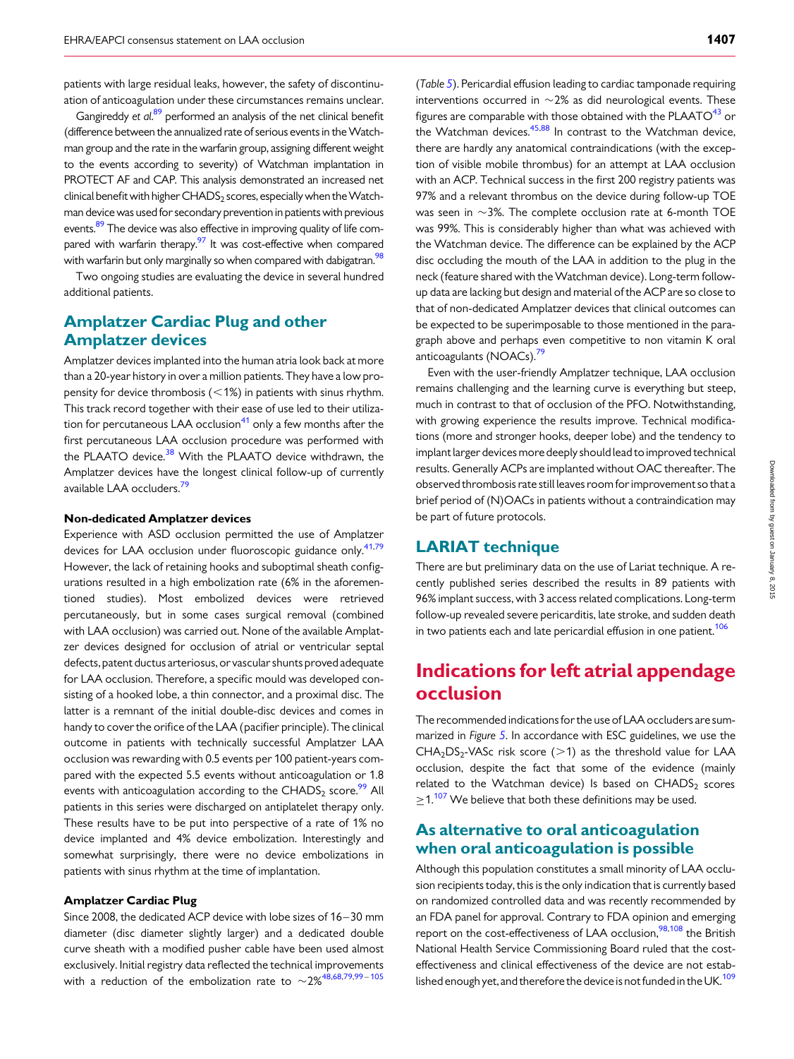patients with large residual leaks, however, the safety of discontinuation of anticoagulation under these circumstances remains unclear.

Gangireddy *et al.*[89] performed an analysis of the net clinical benefit (difference between the annualized rate of serious events in the Watchman group and the rate in the warfarin group, assigning different weight to the events according to severity) of Watchman implantation in PROTECT AF and CAP. This analysis demonstrated an increased net clinical benefit with higher $CHADS_2$ scores, especially when the Watchman device was used for secondary prevention in patients with previous events.[89] The device was also effective in improving quality of life compared with warfarin therapy.[97] It was cost-effective when compared with warfarin but only marginally so when compared with dabigatran.[98]

Two ongoing studies are evaluating the device in several hundred additional patients.

## Amplatzer Cardiac Plug and other Amplatzer devices

Amplatzer devices implanted into the human atria look back at more than a 20-year history in over a million patients. They have a low propensity for device thrombosis (<1%) in patients with sinus rhythm. This track record together with their ease of use led to their utilization for percutaneous LAA occlusion[41] only a few months after the first percutaneous LAA occlusion procedure was performed with the PLAATO device.[38] With the PLAATO device withdrawn, the Amplatzer devices have the longest clinical follow-up of currently available LAA occluders.[79]

### Non-dedicated Amplatzer devices

Experience with ASD occlusion permitted the use of Amplatzer devices for LAA occlusion under fluoroscopic guidance only.[41,79] However, the lack of retaining hooks and suboptimal sheath configurations resulted in a high embolization rate (6% in the aforementioned studies). Most embolized devices were retrieved percutaneously, but in some cases surgical removal (combined with LAA occlusion) was carried out. None of the available Amplatzer devices designed for occlusion of atrial or ventricular septal defects, patent ductus arteriosus, or vascular shunts proved adequate for LAA occlusion. Therefore, a specific mould was developed consisting of a hooked lobe, a thin connector, and a proximal disc. The latter is a remnant of the initial double-disc devices and comes in handy to cover the orifice of the LAA (pacifier principle). The clinical outcome in patients with technically successful Amplatzer LAA occlusion was rewarding with 0.5 events per 100 patient-years compared with the expected 5.5 events without anticoagulation or 1.8 events with anticoagulation according to the $CHADS_2$ score.[99] All patients in this series were discharged on antiplatelet therapy only. These results have to be put into perspective of a rate of 1% no device implanted and 4% device embolization. Interestingly and somewhat surprisingly, there were no device embolizations in patients with sinus rhythm at the time of implantation.

### Amplatzer Cardiac Plug

Since 2008, the dedicated ACP device with lobe sizes of 16–30 mm diameter (disc diameter slightly larger) and a dedicated double curve sheath with a modified pusher cable have been used almost exclusively. Initial registry data reflected the technical improvements with a reduction of the embolization rate to ~2%[48,68,79,99–105] (*Table 5*). Pericardial effusion leading to cardiac tamponade requiring interventions occurred in ~2% as did neurological events. These figures are comparable with those obtained with the PLAATO[43] or the Watchman devices.[45,88] In contrast to the Watchman device, there are hardly any anatomical contraindications (with the exception of visible mobile thrombus) for an attempt at LAA occlusion with an ACP. Technical success in the first 200 registry patients was 97% and a relevant thrombus on the device during follow-up TOE was seen in ~3%. The complete occlusion rate at 6-month TOE was 99%. This is considerably higher than what was achieved with the Watchman device. The difference can be explained by the ACP disc occluding the mouth of the LAA in addition to the plug in the neck (feature shared with the Watchman device). Long-term follow-up data are lacking but design and material of the ACP are so close to that of non-dedicated Amplatzer devices that clinical outcomes can be expected to be superimposable to those mentioned in the paragraph above and perhaps even competitive to non vitamin K oral anticoagulants (NOACs).[79]

Even with the user-friendly Amplatzer technique, LAA occlusion remains challenging and the learning curve is everything but steep, much in contrast to that of occlusion of the PFO. Notwithstanding, with growing experience the results improve. Technical modifications (more and stronger hooks, deeper lobe) and the tendency to implant larger devices more deeply should lead to improved technical results. Generally ACPs are implanted without OAC thereafter. The observed thrombosis rate still leaves room for improvement so that a brief period of (N)OACs in patients without a contraindication may be part of future protocols.

## LARIAT technique

There are but preliminary data on the use of Lariat technique. A recently published series described the results in 89 patients with 96% implant success, with 3 access related complications. Long-term follow-up revealed severe pericarditis, late stroke, and sudden death in two patients each and late pericardial effusion in one patient.[106]

# Indications for left atrial appendage occlusion

The recommended indications for the use of LAA occluders are summarized in *Figure 5*. In accordance with ESC guidelines, we use the $CHA_2DS_2$-VASc risk score (>1) as the threshold value for LAA occlusion, despite the fact that some of the evidence (mainly related to the Watchman device) Is based on $CHADS_2$ scores ≥1.[107] We believe that both these definitions may be used.

## As alternative to oral anticoagulation when oral anticoagulation is possible

Although this population constitutes a small minority of LAA occlusion recipients today, this is the only indication that is currently based on randomized controlled data and was recently recommended by an FDA panel for approval. Contrary to FDA opinion and emerging report on the cost-effectiveness of LAA occlusion,[98,108] the British National Health Service Commissioning Board ruled that the cost-effectiveness and clinical effectiveness of the device are not established enough yet, and therefore the device is not funded in the UK.[109]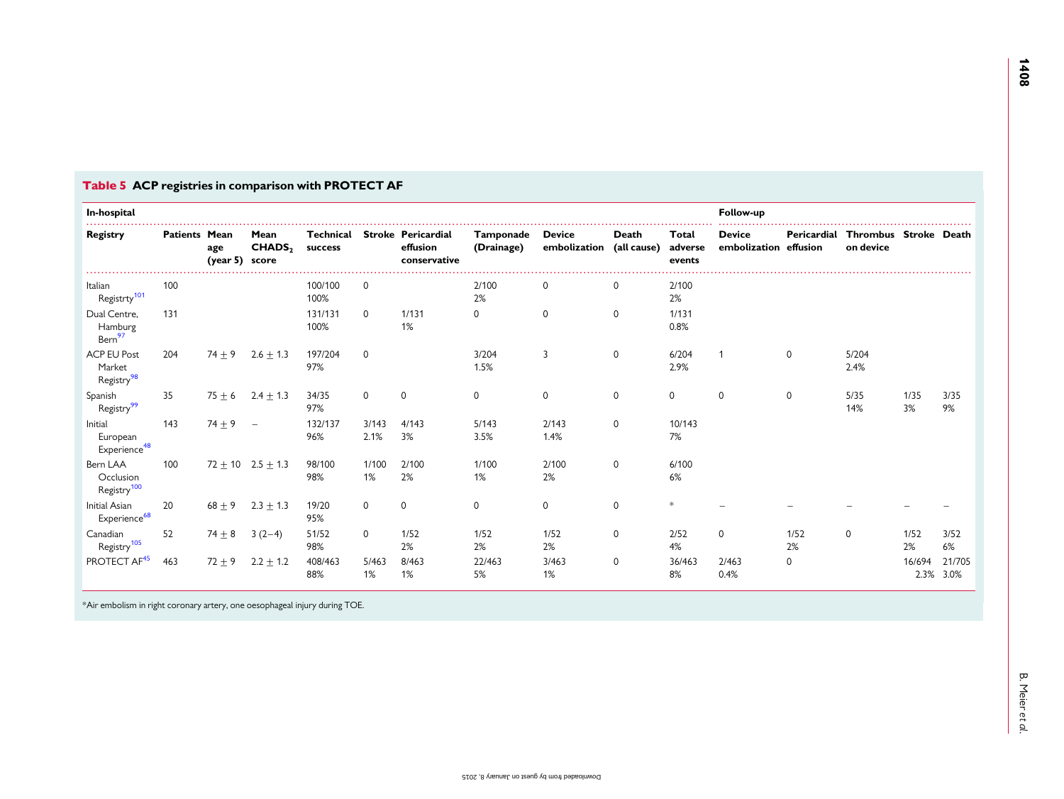**Table 5 ACP registries in comparison with PROTECT AF**

| In-hospital | | | | | | | | | | | | Follow-up | | | | |
|---|---|---|---|---|---|---|---|---|---|---|---|---|---|---|---|---|
| Registry | Patients | Mean age (year 5) | Mean $CHADS_2$ score | Technical success | Stroke | Pericardial effusion conservative | Tamponade (Drainage) | Device embolization | Death (all cause) | Total adverse events | Device embolization | Pericardial effusion | Thrombus on device | Stroke | Death |
| Italian Registrty[101] | 100 | | | 100/100 100% | 0 | | 2/100 2% | 0 | 0 | 2/100 2% | | | | | |
| Dual Centre, Hamburg Bern[97] | 131 | | | 131/131 100% | 0 | 1/131 1% | 0 | 0 | 0 | 1/131 0.8% | | | | | |
| ACP EU Post Market Registry[98] | 204 | 74 ± 9 | 2.6 ± 1.3 | 197/204 97% | 0 | | 3/204 1.5% | 3 | 0 | 6/204 2.9% | 1 | 0 | 5/204 2.4% | | |
| Spanish Registry[99] | 35 | 75 ± 6 | 2.4 ± 1.3 | 34/35 97% | 0 | 0 | 0 | 0 | 0 | 0 | 0 | 0 | 5/35 14% | 1/35 3% | 3/35 9% |
| Initial European Experience[48] | 143 | 74 ± 9 | – | 132/137 96% | 3/143 2.1% | 4/143 3% | 5/143 3.5% | 2/143 1.4% | 0 | 10/143 7% | | | | | |
| Bern LAA Occlusion Registry[100] | 100 | 72 ± 10 | 2.5 ± 1.3 | 98/100 98% | 1/100 1% | 2/100 2% | 1/100 1% | 2/100 2% | 0 | 6/100 6% | | | | | |
| Initial Asian Experience[68] | 20 | 68 ± 9 | 2.3 ± 1.3 | 19/20 95% | 0 | 0 | 0 | 0 | 0 | * | – | – | – | – | – |
| Canadian Registry[105] | 52 | 74 ± 8 | 3 (2–4) | 51/52 98% | 0 | 1/52 2% | 1/52 2% | 1/52 2% | 0 | 2/52 4% | 0 | 1/52 2% | 0 | 1/52 2% | 3/52 6% |
| PROTECT AF[45] | 463 | 72 ± 9 | 2.2 ± 1.2 | 408/463 88% | 5/463 1% | 8/463 1% | 22/463 5% | 3/463 1% | 0 | 36/463 8% | 2/463 0.4% | 0 | | 16/694 2.3% | 21/705 3.0% |

*Air embolism in right coronary artery, one oesophageal injury during TOE.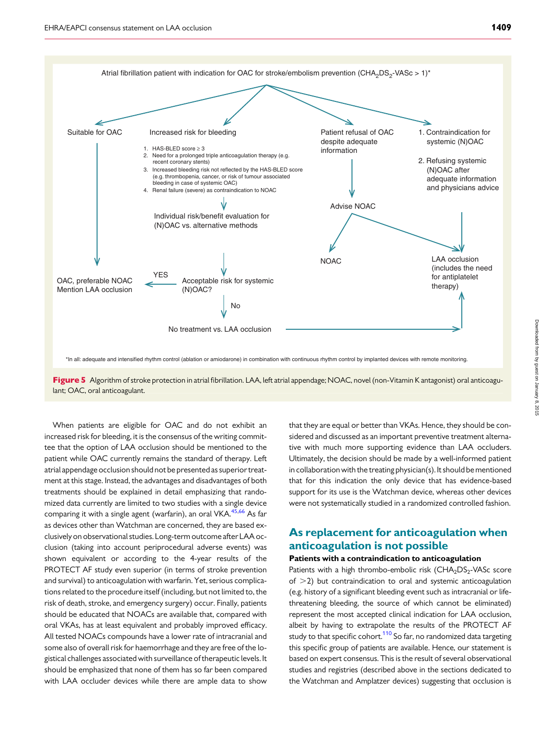Atrial fibrillation patient with indication for OAC for stroke/embolism prevention ($CHA_2DS_2$-VASc > 1)*

- Suitable for OAC → OAC, preferable NOAC. Mention LAA occlusion
- Increased risk for bleeding
  1. HAS-BLED score ≥ 3
  2. Need for a prolonged triple anticoagulation therapy (e.g. recent coronary stents)
  3. Increased bleeding risk not reflected by the HAS-BLED score (e.g. thrombopenia, cancer, or risk of tumour associated bleeding in case of systemic OAC)
  4. Renal failure (severe) as contraindication to NOAC

  → Individual risk/benefit evaluation for (N)OAC vs. alternative methods → Acceptable risk for systemic (N)OAC? YES → OAC, preferable NOAC. Mention LAA occlusion; No → No treatment vs. LAA occlusion → LAA occlusion (includes the need for antiplatelet therapy)
- Patient refusal of OAC despite adequate information → Advise NOAC → NOAC / LAA occlusion (includes the need for antiplatelet therapy)
- 1. Contraindication for systemic (N)OAC
  2. Refusing systemic (N)OAC after adequate information and physicians advice

  → LAA occlusion (includes the need for antiplatelet therapy)

*In all: adequate and intensified rhythm control (ablation or amiodarone) in combination with continuous rhythm control by implanted devices with remote monitoring.

**Figure 5** Algorithm of stroke protection in atrial fibrillation. LAA, left atrial appendage; NOAC, novel (non-Vitamin K antagonist) oral anticoagulant; OAC, oral anticoagulant.

When patients are eligible for OAC and do not exhibit an increased risk for bleeding, it is the consensus of the writing committee that the option of LAA occlusion should be mentioned to the patient while OAC currently remains the standard of therapy. Left atrial appendage occlusion should not be presented as superior treatment at this stage. Instead, the advantages and disadvantages of both treatments should be explained in detail emphasizing that randomized data currently are limited to two studies with a single device comparing it with a single agent (warfarin), an oral VKA.[45,66] As far as devices other than Watchman are concerned, they are based exclusively on observational studies. Long-term outcome after LAA occlusion (taking into account periprocedural adverse events) was shown equivalent or according to the 4-year results of the PROTECT AF study even superior (in terms of stroke prevention and survival) to anticoagulation with warfarin. Yet, serious complications related to the procedure itself (including, but not limited to, the risk of death, stroke, and emergency surgery) occur. Finally, patients should be educated that NOACs are available that, compared with oral VKAs, has at least equivalent and probably improved efficacy. All tested NOACs compounds have a lower rate of intracranial and some also of overall risk for haemorrhage and they are free of the logistical challenges associated with surveillance of therapeutic levels. It should be emphasized that none of them has so far been compared with LAA occluder devices while there are ample data to show that they are equal or better than VKAs. Hence, they should be considered and discussed as an important preventive treatment alternative with much more supporting evidence than LAA occluders. Ultimately, the decision should be made by a well-informed patient in collaboration with the treating physician(s). It should be mentioned that for this indication the only device that has evidence-based support for its use is the Watchman device, whereas other devices were not systematically studied in a randomized controlled fashion.

## As replacement for anticoagulation when anticoagulation is not possible

### Patients with a contraindication to anticoagulation

Patients with a high thrombo-embolic risk ($CHA_2DS_2$-VASc score of >2) but contraindication to oral and systemic anticoagulation (e.g. history of a significant bleeding event such as intracranial or life-threatening bleeding, the source of which cannot be eliminated) represent the most accepted clinical indication for LAA occlusion, albeit by having to extrapolate the results of the PROTECT AF study to that specific cohort.[110] So far, no randomized data targeting this specific group of patients are available. Hence, our statement is based on expert consensus. This is the result of several observational studies and registries (described above in the sections dedicated to the Watchman and Amplatzer devices) suggesting that occlusion is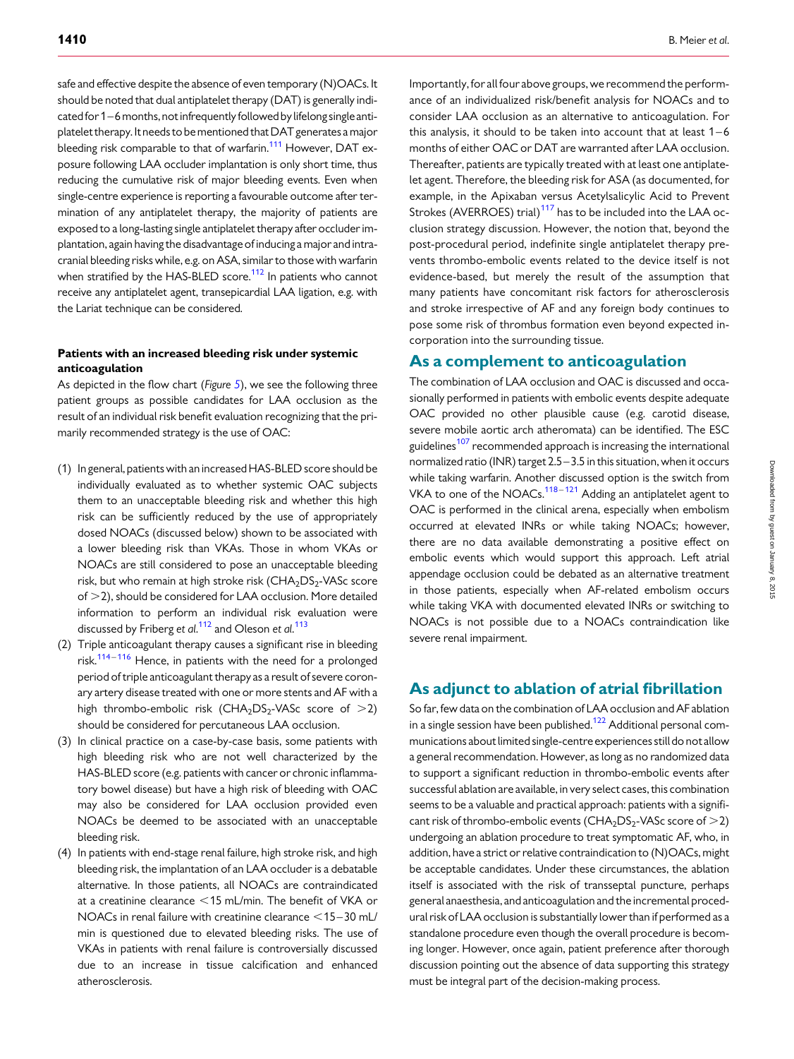safe and effective despite the absence of even temporary (N)OACs. It should be noted that dual antiplatelet therapy (DAT) is generally indicated for 1–6 months, not infrequently followed by lifelong single antiplatelet therapy. It needs to be mentioned that DAT generates a major bleeding risk comparable to that of warfarin.[111] However, DAT exposure following LAA occluder implantation is only short time, thus reducing the cumulative risk of major bleeding events. Even when single-centre experience is reporting a favourable outcome after termination of any antiplatelet therapy, the majority of patients are exposed to a long-lasting single antiplatelet therapy after occluder implantation, again having the disadvantage of inducing a major and intracranial bleeding risks while, e.g. on ASA, similar to those with warfarin when stratified by the HAS-BLED score.[112] In patients who cannot receive any antiplatelet agent, transepicardial LAA ligation, e.g. with the Lariat technique can be considered.

#### Patients with an increased bleeding risk under systemic anticoagulation

As depicted in the flow chart (*Figure 5*), we see the following three patient groups as possible candidates for LAA occlusion as the result of an individual risk benefit evaluation recognizing that the primarily recommended strategy is the use of OAC:

(1) In general, patients with an increased HAS-BLED score should be individually evaluated as to whether systemic OAC subjects them to an unacceptable bleeding risk and whether this high risk can be sufficiently reduced by the use of appropriately dosed NOACs (discussed below) shown to be associated with a lower bleeding risk than VKAs. Those in whom VKAs or NOACs are still considered to pose an unacceptable bleeding risk, but who remain at high stroke risk ($CHA_2DS_2$-VASc score of >2), should be considered for LAA occlusion. More detailed information to perform an individual risk evaluation were discussed by Friberg *et al.*[112] and Oleson *et al.*[113]
(2) Triple anticoagulant therapy causes a significant rise in bleeding risk.[114–116] Hence, in patients with the need for a prolonged period of triple anticoagulant therapy as a result of severe coronary artery disease treated with one or more stents and AF with a high thrombo-embolic risk ($CHA_2DS_2$-VASc score of >2) should be considered for percutaneous LAA occlusion.
(3) In clinical practice on a case-by-case basis, some patients with high bleeding risk who are not well characterized by the HAS-BLED score (e.g. patients with cancer or chronic inflammatory bowel disease) but have a high risk of bleeding with OAC may also be considered for LAA occlusion provided even NOACs be deemed to be associated with an unacceptable bleeding risk.
(4) In patients with end-stage renal failure, high stroke risk, and high bleeding risk, the implantation of an LAA occluder is a debatable alternative. In those patients, all NOACs are contraindicated at a creatinine clearance <15 mL/min. The benefit of VKA or NOACs in renal failure with creatinine clearance <15–30 mL/min is questioned due to elevated bleeding risks. The use of VKAs in patients with renal failure is controversially discussed due to an increase in tissue calcification and enhanced atherosclerosis.

Importantly, for all four above groups, we recommend the performance of an individualized risk/benefit analysis for NOACs and to consider LAA occlusion as an alternative to anticoagulation. For this analysis, it should to be taken into account that at least 1–6 months of either OAC or DAT are warranted after LAA occlusion. Thereafter, patients are typically treated with at least one antiplatelet agent. Therefore, the bleeding risk for ASA (as documented, for example, in the Apixaban versus Acetylsalicylic Acid to Prevent Strokes (AVERROES) trial)[117] has to be included into the LAA occlusion strategy discussion. However, the notion that, beyond the post-procedural period, indefinite single antiplatelet therapy prevents thrombo-embolic events related to the device itself is not evidence-based, but merely the result of the assumption that many patients have concomitant risk factors for atherosclerosis and stroke irrespective of AF and any foreign body continues to pose some risk of thrombus formation even beyond expected incorporation into the surrounding tissue.

## As a complement to anticoagulation

The combination of LAA occlusion and OAC is discussed and occasionally performed in patients with embolic events despite adequate OAC provided no other plausible cause (e.g. carotid disease, severe mobile aortic arch atheromata) can be identified. The ESC guidelines[107] recommended approach is increasing the international normalized ratio (INR) target 2.5–3.5 in this situation, when it occurs while taking warfarin. Another discussed option is the switch from VKA to one of the NOACs.[118–121] Adding an antiplatelet agent to OAC is performed in the clinical arena, especially when embolism occurred at elevated INRs or while taking NOACs; however, there are no data available demonstrating a positive effect on embolic events which would support this approach. Left atrial appendage occlusion could be debated as an alternative treatment in those patients, especially when AF-related embolism occurs while taking VKA with documented elevated INRs or switching to NOACs is not possible due to a NOACs contraindication like severe renal impairment.

## As adjunct to ablation of atrial fibrillation

So far, few data on the combination of LAA occlusion and AF ablation in a single session have been published.[122] Additional personal communications about limited single-centre experiences still do not allow a general recommendation. However, as long as no randomized data to support a significant reduction in thrombo-embolic events after successful ablation are available, in very select cases, this combination seems to be a valuable and practical approach: patients with a significant risk of thrombo-embolic events ($CHA_2DS_2$-VASc score of >2) undergoing an ablation procedure to treat symptomatic AF, who, in addition, have a strict or relative contraindication to (N)OACs, might be acceptable candidates. Under these circumstances, the ablation itself is associated with the risk of transseptal puncture, perhaps general anaesthesia, and anticoagulation and the incremental procedural risk of LAA occlusion is substantially lower than if performed as a standalone procedure even though the overall procedure is becoming longer. However, once again, patient preference after thorough discussion pointing out the absence of data supporting this strategy must be integral part of the decision-making process.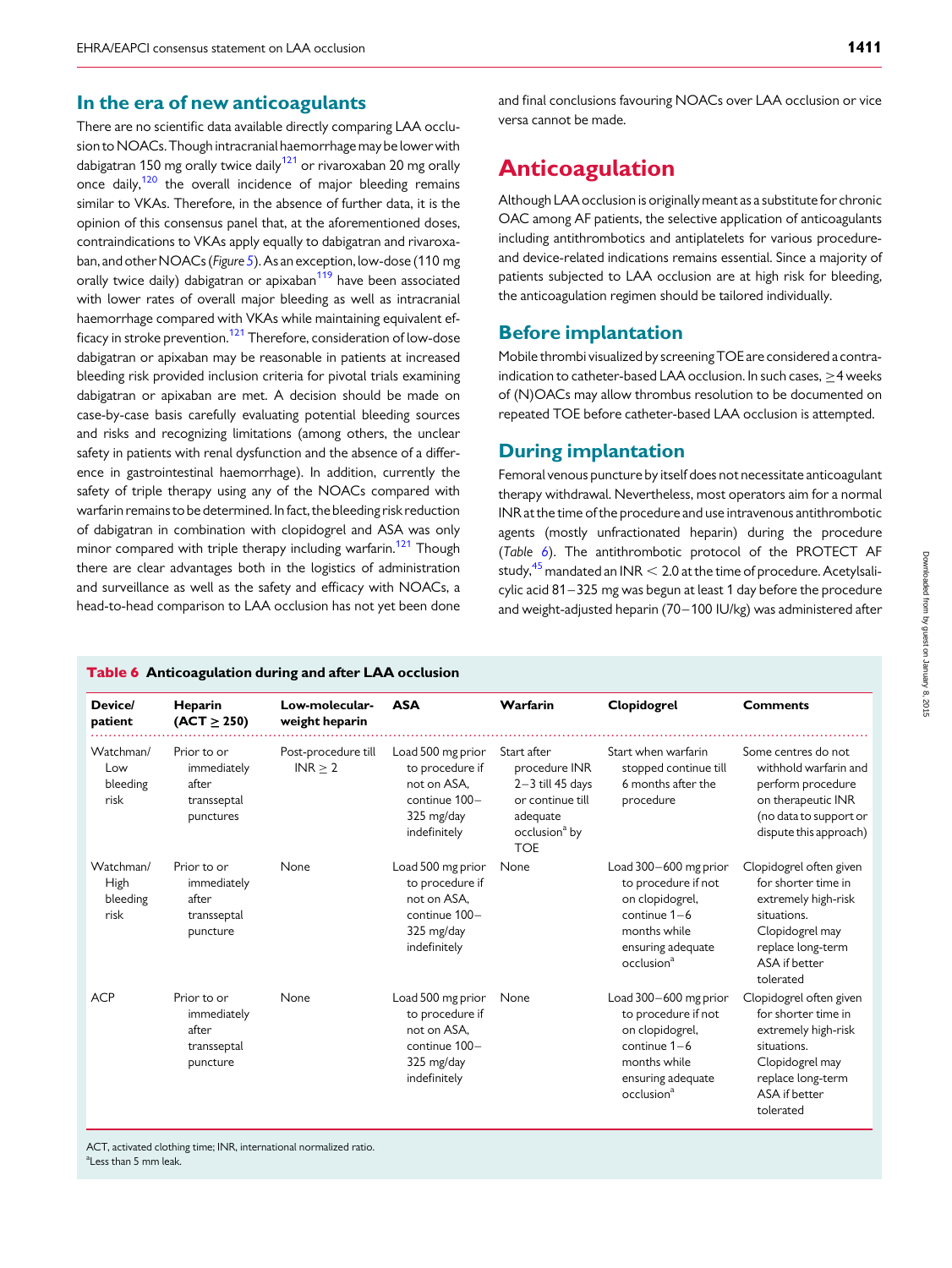## In the era of new anticoagulants

There are no scientific data available directly comparing LAA occlusion to NOACs. Though intracranial haemorrhage may be lower with dabigatran 150 mg orally twice daily[121] or rivaroxaban 20 mg orally once daily,[120] the overall incidence of major bleeding remains similar to VKAs. Therefore, in the absence of further data, it is the opinion of this consensus panel that, at the aforementioned doses, contraindications to VKAs apply equally to dabigatran and rivaroxaban, and other NOACs (*Figure 5*). As an exception, low-dose (110 mg orally twice daily) dabigatran or apixaban[119] have been associated with lower rates of overall major bleeding as well as intracranial haemorrhage compared with VKAs while maintaining equivalent efficacy in stroke prevention.[121] Therefore, consideration of low-dose dabigatran or apixaban may be reasonable in patients at increased bleeding risk provided inclusion criteria for pivotal trials examining dabigatran or apixaban are met. A decision should be made on case-by-case basis carefully evaluating potential bleeding sources and risks and recognizing limitations (among others, the unclear safety in patients with renal dysfunction and the absence of a difference in gastrointestinal haemorrhage). In addition, currently the safety of triple therapy using any of the NOACs compared with warfarin remains to be determined. In fact, the bleeding risk reduction of dabigatran in combination with clopidogrel and ASA was only minor compared with triple therapy including warfarin.[121] Though there are clear advantages both in the logistics of administration and surveillance as well as the safety and efficacy with NOACs, a head-to-head comparison to LAA occlusion has not yet been done and final conclusions favouring NOACs over LAA occlusion or vice versa cannot be made.

# Anticoagulation

Although LAA occlusion is originally meant as a substitute for chronic OAC among AF patients, the selective application of anticoagulants including antithrombotics and antiplatelets for various procedure- and device-related indications remains essential. Since a majority of patients subjected to LAA occlusion are at high risk for bleeding, the anticoagulation regimen should be tailored individually.

## Before implantation

Mobile thrombi visualized by screening TOE are considered a contraindication to catheter-based LAA occlusion. In such cases, ≥4 weeks of (N)OACs may allow thrombus resolution to be documented on repeated TOE before catheter-based LAA occlusion is attempted.

## During implantation

Femoral venous puncture by itself does not necessitate anticoagulant therapy withdrawal. Nevertheless, most operators aim for a normal INR at the time of the procedure and use intravenous antithrombotic agents (mostly unfractionated heparin) during the procedure (*Table 6*). The antithrombotic protocol of the PROTECT AF study,[45] mandated an INR < 2.0 at the time of procedure. Acetylsalicylic acid 81–325 mg was begun at least 1 day before the procedure and weight-adjusted heparin (70–100 IU/kg) was administered after

**Table 6 Anticoagulation during and after LAA occlusion**

| Device/patient | Heparin (ACT ≥ 250) | Low-molecular-weight heparin | ASA | Warfarin | Clopidogrel | Comments |
|---|---|---|---|---|---|---|
| Watchman/Low bleeding risk | Prior to or immediately after transseptal punctures | Post-procedure till INR ≥ 2 | Load 500 mg prior to procedure if not on ASA, continue 100–325 mg/day indefinitely | Start after procedure INR 2–3 till 45 days or continue till adequate occlusion[a] by TOE | Start when warfarin stopped continue till 6 months after the procedure | Some centres do not withhold warfarin and perform procedure on therapeutic INR (no data to support or dispute this approach) |
| Watchman/High bleeding risk | Prior to or immediately after transseptal puncture | None | Load 500 mg prior to procedure if not on ASA, continue 100–325 mg/day indefinitely | None | Load 300–600 mg prior to procedure if not on clopidogrel, continue 1–6 months while ensuring adequate occlusion[a] | Clopidogrel often given for shorter time in extremely high-risk situations. Clopidogrel may replace long-term ASA if better tolerated |
| ACP | Prior to or immediately after transseptal puncture | None | Load 500 mg prior to procedure if not on ASA, continue 100–325 mg/day indefinitely | None | Load 300–600 mg prior to procedure if not on clopidogrel, continue 1–6 months while ensuring adequate occlusion[a] | Clopidogrel often given for shorter time in extremely high-risk situations. Clopidogrel may replace long-term ASA if better tolerated |

ACT, activated clothing time; INR, international normalized ratio.
[a]Less than 5 mm leak.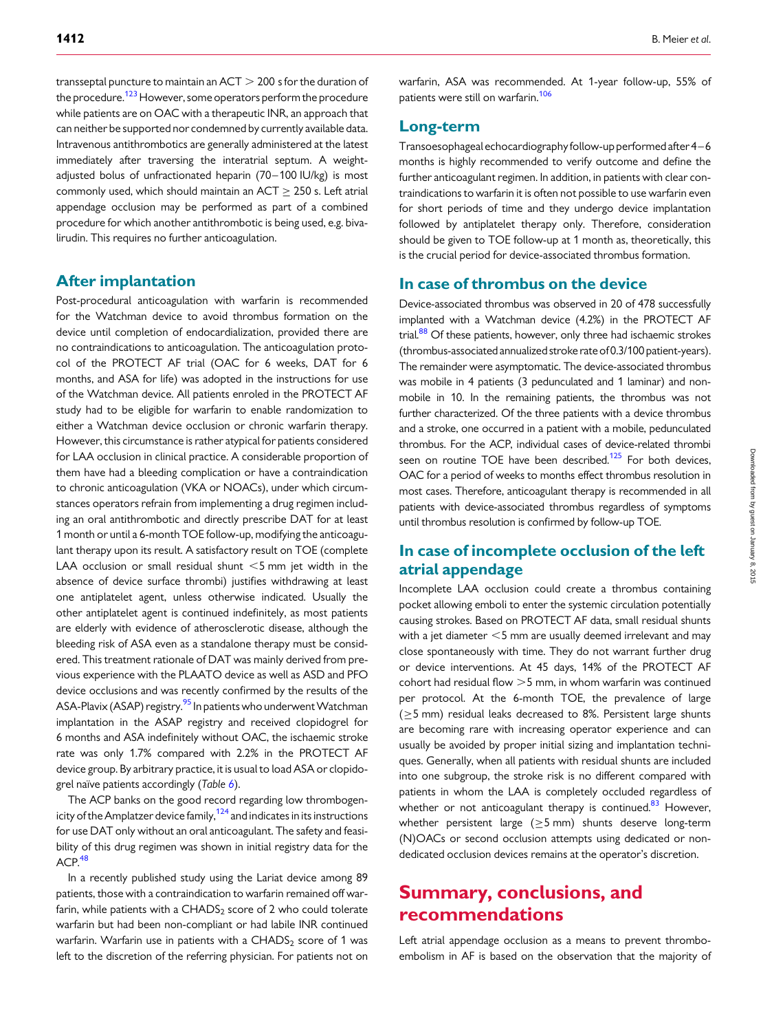transseptal puncture to maintain an ACT > 200 s for the duration of the procedure.[123] However, some operators perform the procedure while patients are on OAC with a therapeutic INR, an approach that can neither be supported nor condemned by currently available data. Intravenous antithrombotics are generally administered at the latest immediately after traversing the interatrial septum. A weight-adjusted bolus of unfractionated heparin (70–100 IU/kg) is most commonly used, which should maintain an ACT ≥ 250 s. Left atrial appendage occlusion may be performed as part of a combined procedure for which another antithrombotic is being used, e.g. bivalirudin. This requires no further anticoagulation.

## After implantation

Post-procedural anticoagulation with warfarin is recommended for the Watchman device to avoid thrombus formation on the device until completion of endocardialization, provided there are no contraindications to anticoagulation. The anticoagulation protocol of the PROTECT AF trial (OAC for 6 weeks, DAT for 6 months, and ASA for life) was adopted in the instructions for use of the Watchman device. All patients enroled in the PROTECT AF study had to be eligible for warfarin to enable randomization to either a Watchman device occlusion or chronic warfarin therapy. However, this circumstance is rather atypical for patients considered for LAA occlusion in clinical practice. A considerable proportion of them have had a bleeding complication or have a contraindication to chronic anticoagulation (VKA or NOACs), under which circumstances operators refrain from implementing a drug regimen including an oral antithrombotic and directly prescribe DAT for at least 1 month or until a 6-month TOE follow-up, modifying the anticoagulant therapy upon its result. A satisfactory result on TOE (complete LAA occlusion or small residual shunt <5 mm jet width in the absence of device surface thrombi) justifies withdrawing at least one antiplatelet agent, unless otherwise indicated. Usually the other antiplatelet agent is continued indefinitely, as most patients are elderly with evidence of atherosclerotic disease, although the bleeding risk of ASA even as a standalone therapy must be considered. This treatment rationale of DAT was mainly derived from previous experience with the PLAATO device as well as ASD and PFO device occlusions and was recently confirmed by the results of the ASA-Plavix (ASAP) registry.[95] In patients who underwent Watchman implantation in the ASAP registry and received clopidogrel for 6 months and ASA indefinitely without OAC, the ischaemic stroke rate was only 1.7% compared with 2.2% in the PROTECT AF device group. By arbitrary practice, it is usual to load ASA or clopidogrel naïve patients accordingly (*Table 6*).

The ACP banks on the good record regarding low thrombogenicity of the Amplatzer device family,[124] and indicates in its instructions for use DAT only without an oral anticoagulant. The safety and feasibility of this drug regimen was shown in initial registry data for the ACP.[48]

In a recently published study using the Lariat device among 89 patients, those with a contraindication to warfarin remained off warfarin, while patients with a $CHADS_2$ score of 2 who could tolerate warfarin but had been non-compliant or had labile INR continued warfarin. Warfarin use in patients with a $CHADS_2$ score of 1 was left to the discretion of the referring physician. For patients not on warfarin, ASA was recommended. At 1-year follow-up, 55% of patients were still on warfarin.[106]

## Long-term

Transoesophageal echocardiography follow-up performed after 4–6 months is highly recommended to verify outcome and define the further anticoagulant regimen. In addition, in patients with clear contraindications to warfarin it is often not possible to use warfarin even for short periods of time and they undergo device implantation followed by antiplatelet therapy only. Therefore, consideration should be given to TOE follow-up at 1 month as, theoretically, this is the crucial period for device-associated thrombus formation.

## In case of thrombus on the device

Device-associated thrombus was observed in 20 of 478 successfully implanted with a Watchman device (4.2%) in the PROTECT AF trial.[88] Of these patients, however, only three had ischaemic strokes (thrombus-associated annualized stroke rate of 0.3/100 patient-years). The remainder were asymptomatic. The device-associated thrombus was mobile in 4 patients (3 pedunculated and 1 laminar) and non-mobile in 10. In the remaining patients, the thrombus was not further characterized. Of the three patients with a device thrombus and a stroke, one occurred in a patient with a mobile, pedunculated thrombus. For the ACP, individual cases of device-related thrombi seen on routine TOE have been described.[125] For both devices, OAC for a period of weeks to months effect thrombus resolution in most cases. Therefore, anticoagulant therapy is recommended in all patients with device-associated thrombus regardless of symptoms until thrombus resolution is confirmed by follow-up TOE.

## In case of incomplete occlusion of the left atrial appendage

Incomplete LAA occlusion could create a thrombus containing pocket allowing emboli to enter the systemic circulation potentially causing strokes. Based on PROTECT AF data, small residual shunts with a jet diameter <5 mm are usually deemed irrelevant and may close spontaneously with time. They do not warrant further drug or device interventions. At 45 days, 14% of the PROTECT AF cohort had residual flow >5 mm, in whom warfarin was continued per protocol. At the 6-month TOE, the prevalence of large (≥5 mm) residual leaks decreased to 8%. Persistent large shunts are becoming rare with increasing operator experience and can usually be avoided by proper initial sizing and implantation techniques. Generally, when all patients with residual shunts are included into one subgroup, the stroke risk is no different compared with patients in whom the LAA is completely occluded regardless of whether or not anticoagulant therapy is continued.[83] However, whether persistent large (≥5 mm) shunts deserve long-term (N)OACs or second occlusion attempts using dedicated or non-dedicated occlusion devices remains at the operator's discretion.

# Summary, conclusions, and recommendations

Left atrial appendage occlusion as a means to prevent thromboembolism in AF is based on the observation that the majority of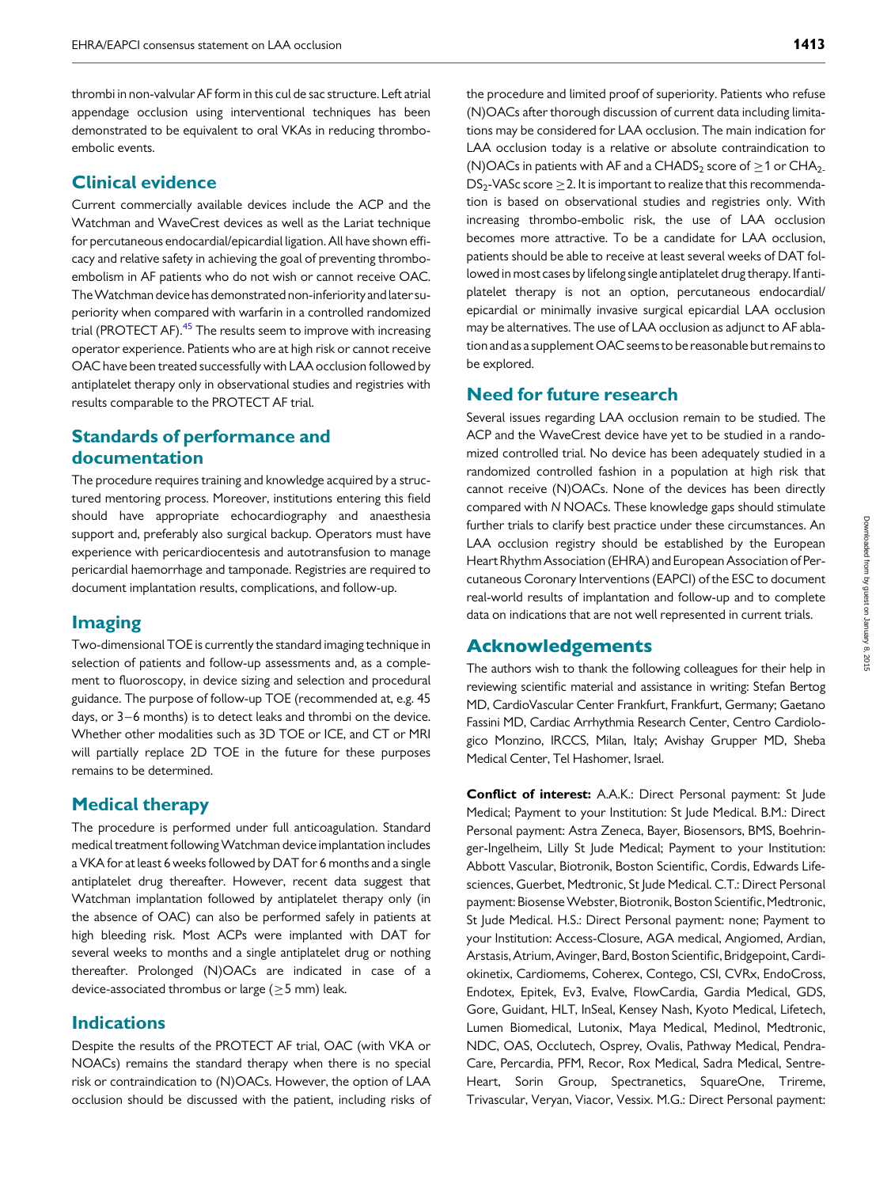thrombi in non-valvular AF form in this cul de sac structure. Left atrial appendage occlusion using interventional techniques has been demonstrated to be equivalent to oral VKAs in reducing thrombo-embolic events.

## Clinical evidence

Current commercially available devices include the ACP and the Watchman and WaveCrest devices as well as the Lariat technique for percutaneous endocardial/epicardial ligation. All have shown efficacy and relative safety in achieving the goal of preventing thrombo-embolism in AF patients who do not wish or cannot receive OAC. The Watchman device has demonstrated non-inferiority and later superiority when compared with warfarin in a controlled randomized trial (PROTECT AF).[45] The results seem to improve with increasing operator experience. Patients who are at high risk or cannot receive OAC have been treated successfully with LAA occlusion followed by antiplatelet therapy only in observational studies and registries with results comparable to the PROTECT AF trial.

## Standards of performance and documentation

The procedure requires training and knowledge acquired by a structured mentoring process. Moreover, institutions entering this field should have appropriate echocardiography and anaesthesia support and, preferably also surgical backup. Operators must have experience with pericardiocentesis and autotransfusion to manage pericardial haemorrhage and tamponade. Registries are required to document implantation results, complications, and follow-up.

## Imaging

Two-dimensional TOE is currently the standard imaging technique in selection of patients and follow-up assessments and, as a complement to fluoroscopy, in device sizing and selection and procedural guidance. The purpose of follow-up TOE (recommended at, e.g. 45 days, or 3–6 months) is to detect leaks and thrombi on the device. Whether other modalities such as 3D TOE or ICE, and CT or MRI will partially replace 2D TOE in the future for these purposes remains to be determined.

## Medical therapy

The procedure is performed under full anticoagulation. Standard medical treatment following Watchman device implantation includes a VKA for at least 6 weeks followed by DAT for 6 months and a single antiplatelet drug thereafter. However, recent data suggest that Watchman implantation followed by antiplatelet therapy only (in the absence of OAC) can also be performed safely in patients at high bleeding risk. Most ACPs were implanted with DAT for several weeks to months and a single antiplatelet drug or nothing thereafter. Prolonged (N)OACs are indicated in case of a device-associated thrombus or large (≥5 mm) leak.

## Indications

Despite the results of the PROTECT AF trial, OAC (with VKA or NOACs) remains the standard therapy when there is no special risk or contraindication to (N)OACs. However, the option of LAA occlusion should be discussed with the patient, including risks of the procedure and limited proof of superiority. Patients who refuse (N)OACs after thorough discussion of current data including limitations may be considered for LAA occlusion. The main indication for LAA occlusion today is a relative or absolute contraindication to (N)OACs in patients with AF and a $CHADS_2$ score of ≥1 or $CHA_2DS_2$-VASc score ≥2. It is important to realize that this recommendation is based on observational studies and registries only. With increasing thrombo-embolic risk, the use of LAA occlusion becomes more attractive. To be a candidate for LAA occlusion, patients should be able to receive at least several weeks of DAT followed in most cases by lifelong single antiplatelet drug therapy. If antiplatelet therapy is not an option, percutaneous endocardial/epicardial or minimally invasive surgical epicardial LAA occlusion may be alternatives. The use of LAA occlusion as adjunct to AF ablation and as a supplement OAC seems to be reasonable but remains to be explored.

## Need for future research

Several issues regarding LAA occlusion remain to be studied. The ACP and the WaveCrest device have yet to be studied in a randomized controlled trial. No device has been adequately studied in a randomized controlled fashion in a population at high risk that cannot receive (N)OACs. None of the devices has been directly compared with *N* NOACs. These knowledge gaps should stimulate further trials to clarify best practice under these circumstances. An LAA occlusion registry should be established by the European Heart Rhythm Association (EHRA) and European Association of Percutaneous Coronary Interventions (EAPCI) of the ESC to document real-world results of implantation and follow-up and to complete data on indications that are not well represented in current trials.

## Acknowledgements

The authors wish to thank the following colleagues for their help in reviewing scientific material and assistance in writing: Stefan Bertog MD, CardioVascular Center Frankfurt, Frankfurt, Germany; Gaetano Fassini MD, Cardiac Arrhythmia Research Center, Centro Cardiologico Monzino, IRCCS, Milan, Italy; Avishay Grupper MD, Sheba Medical Center, Tel Hashomer, Israel.

**Conflict of interest:** A.A.K.: Direct Personal payment: St Jude Medical; Payment to your Institution: St Jude Medical. B.M.: Direct Personal payment: Astra Zeneca, Bayer, Biosensors, BMS, Boehringer-Ingelheim, Lilly St Jude Medical; Payment to your Institution: Abbott Vascular, Biotronik, Boston Scientific, Cordis, Edwards Lifesciences, Guerbet, Medtronic, St Jude Medical. C.T.: Direct Personal payment: Biosense Webster, Biotronik, Boston Scientific, Medtronic, St Jude Medical. H.S.: Direct Personal payment: none; Payment to your Institution: Access-Closure, AGA medical, Angiomed, Ardian, Arstasis, Atrium, Avinger, Bard, Boston Scientific, Bridgepoint, Cardiokinetix, Cardiomems, Coherex, Contego, CSI, CVRx, EndoCross, Endotex, Epitek, Ev3, Evalve, FlowCardia, Gardia Medical, GDS, Gore, Guidant, HLT, InSeal, Kensey Nash, Kyoto Medical, Lifetech, Lumen Biomedical, Lutonix, Maya Medical, Medinol, Medtronic, NDC, OAS, Occlutech, Osprey, Ovalis, Pathway Medical, PendraCare, Percardia, PFM, Recor, Rox Medical, Sadra Medical, SentreHeart, Sorin Group, Spectranetics, SquareOne, Trireme, Trivascular, Veryan, Viacor, Vessix. M.G.: Direct Personal payment: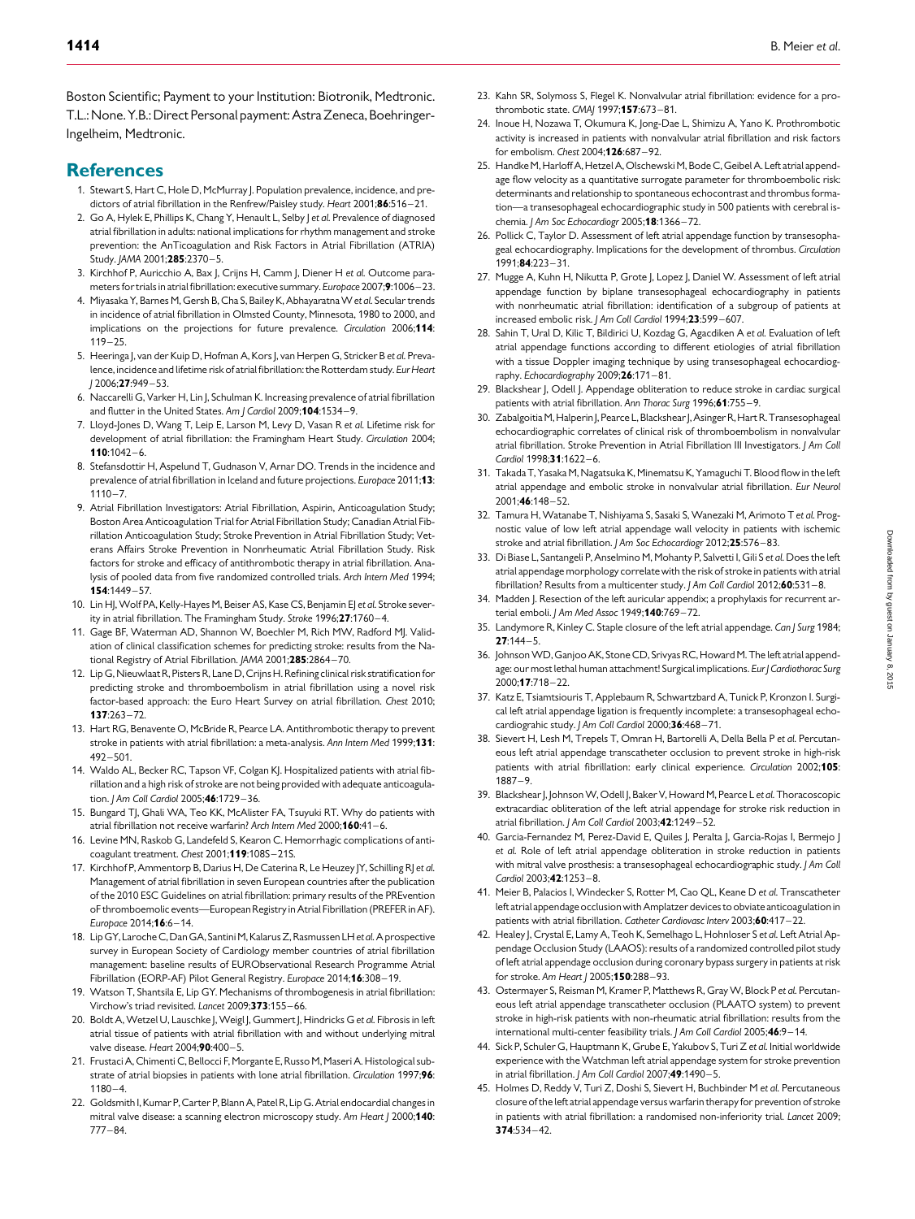Boston Scientific; Payment to your Institution: Biotronik, Medtronic. T.L.: None. Y.B.: Direct Personal payment: Astra Zeneca, Boehringer-Ingelheim, Medtronic.

## References

1. Stewart S, Hart C, Hole D, McMurray J. Population prevalence, incidence, and predictors of atrial fibrillation in the Renfrew/Paisley study. *Heart* 2001;**86**:516–21.
2. Go A, Hylek E, Phillips K, Chang Y, Henault L, Selby J *et al.* Prevalence of diagnosed atrial fibrillation in adults: national implications for rhythm management and stroke prevention: the AnTicoagulation and Risk Factors in Atrial Fibrillation (ATRIA) Study. *JAMA* 2001;**285**:2370–5.
3. Kirchhof P, Auricchio A, Bax J, Crijns H, Camm J, Diener H *et al.* Outcome parameters for trials in atrial fibrillation: executive summary. *Europace* 2007;**9**:1006–23.
4. Miyasaka Y, Barnes M, Gersh B, Cha S, Bailey K, Abhayaratna W *et al.* Secular trends in incidence of atrial fibrillation in Olmsted County, Minnesota, 1980 to 2000, and implications on the projections for future prevalence. *Circulation* 2006;**114**:119–25.
5. Heeringa J, van der Kuip D, Hofman A, Kors J, van Herpen G, Stricker B *et al.* Prevalence, incidence and lifetime risk of atrial fibrillation: the Rotterdam study. *Eur Heart J* 2006;**27**:949–53.
6. Naccarelli G, Varker H, Lin J, Schulman K. Increasing prevalence of atrial fibrillation and flutter in the United States. *Am J Cardiol* 2009;**104**:1534–9.
7. Lloyd-Jones D, Wang T, Leip E, Larson M, Levy D, Vasan R *et al.* Lifetime risk for development of atrial fibrillation: the Framingham Heart Study. *Circulation* 2004;**110**:1042–6.
8. Stefansdottir H, Aspelund T, Gudnason V, Arnar DO. Trends in the incidence and prevalence of atrial fibrillation in Iceland and future projections. *Europace* 2011;**13**:1110–7.
9. Atrial Fibrillation Investigators: Atrial Fibrillation, Aspirin, Anticoagulation Study; Boston Area Anticoagulation Trial for Atrial Fibrillation Study; Canadian Atrial Fibrillation Anticoagulation Study; Stroke Prevention in Atrial Fibrillation Study; Veterans Affairs Stroke Prevention in Nonrheumatic Atrial Fibrillation Study. Risk factors for stroke and efficacy of antithrombotic therapy in atrial fibrillation. Analysis of pooled data from five randomized controlled trials. *Arch Intern Med* 1994;**154**:1449–57.
10. Lin HJ, Wolf PA, Kelly-Hayes M, Beiser AS, Kase CS, Benjamin EJ *et al.* Stroke severity in atrial fibrillation. The Framingham Study. *Stroke* 1996;**27**:1760–4.
11. Gage BF, Waterman AD, Shannon W, Boechler M, Rich MW, Radford MJ. Validation of clinical classification schemes for predicting stroke: results from the National Registry of Atrial Fibrillation. *JAMA* 2001;**285**:2864–70.
12. Lip G, Nieuwlaat R, Pisters R, Lane D, Crijns H. Refining clinical risk stratification for predicting stroke and thromboembolism in atrial fibrillation using a novel risk factor-based approach: the Euro Heart Survey on atrial fibrillation. *Chest* 2010;**137**:263–72.
13. Hart RG, Benavente O, McBride R, Pearce LA. Antithrombotic therapy to prevent stroke in patients with atrial fibrillation: a meta-analysis. *Ann Intern Med* 1999;**131**:492–501.
14. Waldo AL, Becker RC, Tapson VF, Colgan KJ. Hospitalized patients with atrial fibrillation and a high risk of stroke are not being provided with adequate anticoagulation. *J Am Coll Cardiol* 2005;**46**:1729–36.
15. Bungard TJ, Ghali WA, Teo KK, McAlister FA, Tsuyuki RT. Why do patients with atrial fibrillation not receive warfarin? *Arch Intern Med* 2000;**160**:41–6.
16. Levine MN, Raskob G, Landefeld S, Kearon C. Hemorrhagic complications of anticoagulant treatment. *Chest* 2001;**119**:108S–21S.
17. Kirchhof P, Ammentorp B, Darius H, De Caterina R, Le Heuzey JY, Schilling RJ *et al.* Management of atrial fibrillation in seven European countries after the publication of the 2010 ESC Guidelines on atrial fibrillation: primary results of the PREvention oF thromboemolic events—European Registry in Atrial Fibrillation (PREFER in AF). *Europace* 2014;**16**:6–14.
18. Lip GY, Laroche C, Dan GA, Santini M, Kalarus Z, Rasmussen LH *et al.* A prospective survey in European Society of Cardiology member countries of atrial fibrillation management: baseline results of EURObservational Research Programme Atrial Fibrillation (EORP-AF) Pilot General Registry. *Europace* 2014;**16**:308–19.
19. Watson T, Shantsila E, Lip GY. Mechanisms of thrombogenesis in atrial fibrillation: Virchow's triad revisited. *Lancet* 2009;**373**:155–66.
20. Boldt A, Wetzel U, Lauschke J, Weigl J, Gummert J, Hindricks G *et al.* Fibrosis in left atrial tissue of patients with atrial fibrillation with and without underlying mitral valve disease. *Heart* 2004;**90**:400–5.
21. Frustaci A, Chimenti C, Bellocci F, Morgante E, Russo M, Maseri A. Histological substrate of atrial biopsies in patients with lone atrial fibrillation. *Circulation* 1997;**96**:1180–4.
22. Goldsmith I, Kumar P, Carter P, Blann A, Patel R, Lip G. Atrial endocardial changes in mitral valve disease: a scanning electron microscopy study. *Am Heart J* 2000;**140**:777–84.
23. Kahn SR, Solymoss S, Flegel K. Nonvalvular atrial fibrillation: evidence for a prothrombotic state. *CMAJ* 1997;**157**:673–81.
24. Inoue H, Nozawa T, Okumura K, Jong-Dae L, Shimizu A, Yano K. Prothrombotic activity is increased in patients with nonvalvular atrial fibrillation and risk factors for embolism. *Chest* 2004;**126**:687–92.
25. Handke M, Harloff A, Hetzel A, Olschewski M, Bode C, Geibel A. Left atrial appendage flow velocity as a quantitative surrogate parameter for thromboembolic risk: determinants and relationship to spontaneous echocontrast and thrombus formation—a transesophageal echocardiographic study in 500 patients with cerebral ischemia. *J Am Soc Echocardiogr* 2005;**18**:1366–72.
26. Pollick C, Taylor D. Assessment of left atrial appendage function by transesophageal echocardiography. Implications for the development of thrombus. *Circulation* 1991;**84**:223–31.
27. Mugge A, Kuhn H, Nikutta P, Grote J, Lopez J, Daniel W. Assessment of left atrial appendage function by biplane transesophageal echocardiography in patients with nonrheumatic atrial fibrillation: identification of a subgroup of patients at increased embolic risk. *J Am Coll Cardiol* 1994;**23**:599–607.
28. Sahin T, Ural D, Kilic T, Bildirici U, Kozdag G, Agacdiken A *et al.* Evaluation of left atrial appendage functions according to different etiologies of atrial fibrillation with a tissue Doppler imaging technique by using transesophageal echocardiography. *Echocardiography* 2009;**26**:171–81.
29. Blackshear J, Odell J. Appendage obliteration to reduce stroke in cardiac surgical patients with atrial fibrillation. *Ann Thorac Surg* 1996;**61**:755–9.
30. Zabalgoitia M, Halperin J, Pearce L, Blackshear J, Asinger R, Hart R. Transesophageal echocardiographic correlates of clinical risk of thromboembolism in nonvalvular atrial fibrillation. Stroke Prevention in Atrial Fibrillation III Investigators. *J Am Coll Cardiol* 1998;**31**:1622–6.
31. Takada T, Yasaka M, Nagatsuka K, Minematsu K, Yamaguchi T. Blood flow in the left atrial appendage and embolic stroke in nonvalvular atrial fibrillation. *Eur Neurol* 2001;**46**:148–52.
32. Tamura H, Watanabe T, Nishiyama S, Sasaki S, Wanezaki M, Arimoto T *et al.* Prognostic value of low left atrial appendage wall velocity in patients with ischemic stroke and atrial fibrillation. *J Am Soc Echocardiogr* 2012;**25**:576–83.
33. Di Biase L, Santangeli P, Anselmino M, Mohanty P, Salvetti I, Gili S *et al.* Does the left atrial appendage morphology correlate with the risk of stroke in patients with atrial fibrillation? Results from a multicenter study. *J Am Coll Cardiol* 2012;**60**:531–8.
34. Madden J. Resection of the left auricular appendix; a prophylaxis for recurrent arterial emboli. *J Am Med Assoc* 1949;**140**:769–72.
35. Landymore R, Kinley C. Staple closure of the left atrial appendage. *Can J Surg* 1984;**27**:144–5.
36. Johnson WD, Ganjoo AK, Stone CD, Srivyas RC, Howard M. The left atrial appendage: our most lethal human attachment! Surgical implications. *Eur J Cardiothorac Surg* 2000;**17**:718–22.
37. Katz E, Tsiamtsiouris T, Applebaum R, Schwartzbard A, Tunick P, Kronzon I. Surgical left atrial appendage ligation is frequently incomplete: a transesophageal echocardiographic study. *J Am Coll Cardiol* 2000;**36**:468–71.
38. Sievert H, Lesh M, Trepels T, Omran H, Bartorelli A, Della Bella P *et al.* Percutaneous left atrial appendage transcatheter occlusion to prevent stroke in high-risk patients with atrial fibrillation: early clinical experience. *Circulation* 2002;**105**:1887–9.
39. Blackshear J, Johnson W, Odell J, Baker V, Howard M, Pearce L *et al.* Thoracoscopic extracardiac obliteration of the left atrial appendage for stroke risk reduction in atrial fibrillation. *J Am Coll Cardiol* 2003;**42**:1249–52.
40. Garcia-Fernandez M, Perez-David E, Quiles J, Peralta J, Garcia-Rojas I, Bermejo J *et al.* Role of left atrial appendage obliteration in stroke reduction in patients with mitral valve prosthesis: a transesophageal echocardiographic study. *J Am Coll Cardiol* 2003;**42**:1253–8.
41. Meier B, Palacios I, Windecker S, Rotter M, Cao QL, Keane D *et al.* Transcatheter left atrial appendage occlusion with Amplatzer devices to obviate anticoagulation in patients with atrial fibrillation. *Catheter Cardiovasc Interv* 2003;**60**:417–22.
42. Healey J, Crystal E, Lamy A, Teoh K, Semelhago L, Hohnloser S *et al.* Left Atrial Appendage Occlusion Study (LAAOS): results of a randomized controlled pilot study of left atrial appendage occlusion during coronary bypass surgery in patients at risk for stroke. *Am Heart J* 2005;**150**:288–93.
43. Ostermayer S, Reisman M, Kramer P, Matthews R, Gray W, Block P *et al.* Percutaneous left atrial appendage transcatheter occlusion (PLAATO system) to prevent stroke in high-risk patients with non-rheumatic atrial fibrillation: results from the international multi-center feasibility trials. *J Am Coll Cardiol* 2005;**46**:9–14.
44. Sick P, Schuler G, Hauptmann K, Grube E, Yakubov S, Turi Z *et al.* Initial worldwide experience with the Watchman left atrial appendage system for stroke prevention in atrial fibrillation. *J Am Coll Cardiol* 2007;**49**:1490–5.
45. Holmes D, Reddy V, Turi Z, Doshi S, Sievert H, Buchbinder M *et al.* Percutaneous closure of the left atrial appendage versus warfarin therapy for prevention of stroke in patients with atrial fibrillation: a randomised non-inferiority trial. *Lancet* 2009;**374**:534–42.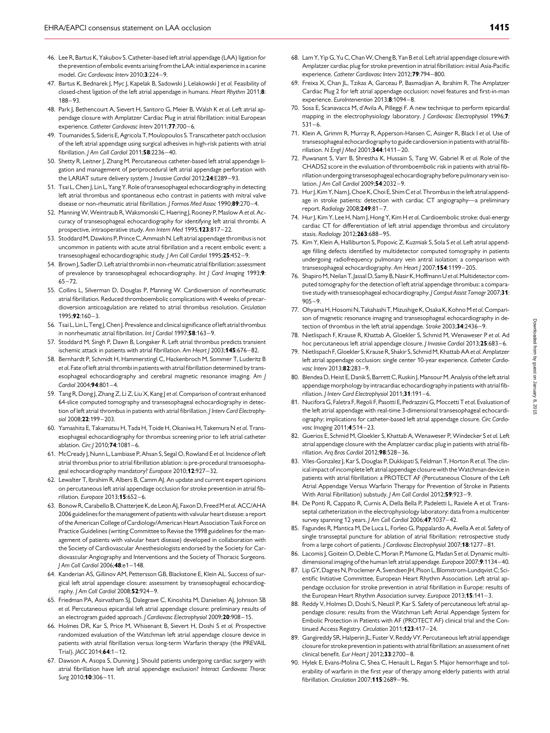46. Lee R, Bartus K, Yakubov S. Catheter-based left atrial appendage (LAA) ligation for the prevention of embolic events arising from the LAA: initial experience in a canine model. *Circ Cardiovasc Interv* 2010;**3**:224–9.
47. Bartus K, Bednarek J, Myc J, Kapelak B, Sadowski J, Lelakowski J *et al.* Feasibility of closed-chest ligation of the left atrial appendage in humans. *Heart Rhythm* 2011;**8**: 188–93.
48. Park J, Bethencourt A, Sievert H, Santoro G, Meier B, Walsh K *et al.* Left atrial appendage closure with Amplatzer Cardiac Plug in atrial fibrillation: initial European experience. *Catheter Cardiovasc Interv* 2011;**77**:700–6.
49. Toumanides S, Sideris E, Agricola T, Moulopoulos S. Transcatheter patch occlusion of the left atrial appendage using surgical adhesives in high-risk patients with atrial fibrillation. *J Am Coll Cardiol* 2011;**58**:2236–40.
50. Shetty R, Leitner J, Zhang M. Percutaneous catheter-based left atrial appendage ligation and management of periprocedural left atrial appendage perforation with the LARIAT suture delivery system. *J Invasive Cardiol* 2012;**24**:E289–93.
51. Tsai L, Chen J, Lin L, Yang Y. Role of transesophageal echocardiography in detecting left atrial thrombus and spontaneous echo contrast in patients with mitral valve disease or non-rheumatic atrial fibrillation. *J Formos Med Assoc* 1990;**89**:270–4.
52. Manning W, Weintraub R, Waksmonski C, Haering J, Rooney P, Maslow A *et al.* Accuracy of transesophageal echocardiography for identifying left atrial thrombi. A prospective, intraoperative study. *Ann Intern Med* 1995;**123**:817–22.
53. Stoddard M, Dawkins P, Prince C, Ammash N. Left atrial appendage thrombus is not uncommon in patients with acute atrial fibrillation and a recent embolic event: a transesophageal echocardiographic study. *J Am Coll Cardiol* 1995;**25**:452–9.
54. Brown J, Sadler D. Left atrial thrombi in non-rheumatic atrial fibrillation: assessment of prevalence by transesophageal echocardiography. *Int J Card Imaging* 1993;**9**: 65–72.
55. Collins L, Silverman D, Douglas P, Manning W. Cardioversion of nonrheumatic atrial fibrillation. Reduced thromboembolic complications with 4 weeks of precardioversion anticoagulation are related to atrial thrombus resolution. *Circulation* 1995;**92**:160–3.
56. Tsai L, Lin L, Teng J, Chen J. Prevalence and clinical significance of left atrial thrombus in nonrheumatic atrial fibrillation. *Int J Cardiol* 1997;**58**:163–9.
57. Stoddard M, Singh P, Dawn B, Longaker R. Left atrial thrombus predicts transient ischemic attack in patients with atrial fibrillation. *Am Heart J* 2003;**145**:676–82.
58. Bernhardt P, Schmidt H, Hammerstingl C, Hackenbroch M, Sommer T, Luderitz B *et al.* Fate of left atrial thrombi in patients with atrial fibrillation determined by transesophageal echocardiography and cerebral magnetic resonance imaging. *Am J Cardiol* 2004;**94**:801–4.
59. Tang R, Dong J, Zhang Z, Li Z, Liu X, Kang J *et al.* Comparison of contrast enhanced 64-slice computed tomography and transesophageal echocardiography in detection of left atrial thrombus in patients with atrial fibrillation. *J Interv Card Electrophysiol* 2008;**22**:199–203.
60. Yamashita E, Takamatsu H, Tada H, Toide H, Okaniwa H, Takemura N *et al.* Transesophageal echocardiography for thrombus screening prior to left atrial catheter ablation. *Circ J* 2010;**74**:1081–6.
61. McCready J, Nunn L, Lambiase P, Ahsan S, Segal O, Rowland E *et al.* Incidence of left atrial thrombus prior to atrial fibrillation ablation: is pre-procedural transoesophageal echocardiography mandatory? *Europace* 2010;**12**:927–32.
62. Lewalter T, Ibrahim R, Albers B, Camm AJ. An update and current expert opinions on percutaneous left atrial appendage occlusion for stroke prevention in atrial fibrillation. *Europace* 2013;**15**:652–6.
63. Bonow R, Carabello B, Chatterjee K, de Leon AJ, Faxon D, Freed M *et al.* ACC/AHA 2006 guidelines for the management of patients with valvular heart disease: a report of the American College of Cardiology/American Heart Association Task Force on Practice Guidelines (writing Committee to Revise the 1998 guidelines for the management of patients with valvular heart disease) developed in collaboration with the Society of Cardiovascular Anesthesiologists endorsed by the Society for Cardiovascular Angiography and Interventions and the Society of Thoracic Surgeons. *J Am Coll Cardiol* 2006;**48**:e1–148.
64. Kanderian AS, Gillinov AM, Pettersson GB, Blackstone E, Klein AL. Success of surgical left atrial appendage closure: assessment by transesophageal echocardiography. *J Am Coll Cardiol* 2008;**52**:924–9.
65. Friedman PA, Asirvatham SJ, Dalegrave C, Kinoshita M, Danielsen AJ, Johnson SB *et al.* Percutaneous epicardial left atrial appendage closure: preliminary results of an electrogram guided approach. *J Cardiovasc Electrophysiol* 2009;**20**:908–15.
66. Holmes DR, Kar S, Price M, Whisenant B, Sievert H, Doshi S *et al.* Prospective randomized evaluation of the Watchman left atrial appendage closure device in patients with atrial fibrillation versus long-term Warfarin therapy (the PREVAIL Trial). *JACC* 2014;**64**:1–12.
67. Dawson A, Asopa S, Dunning J. Should patients undergoing cardiac surgery with atrial fibrillation have left atrial appendage exclusion? *Interact Cardiovasc Thorac Surg* 2010;**10**:306–11.
68. Lam Y, Yip G, Yu C, Chan W, Cheng B, Yan B *et al.* Left atrial appendage closure with Amplatzer cardiac plug for stroke prevention in atrial fibrillation: initial Asia-Pacific experience. *Catheter Cardiovasc Interv* 2012;**79**:794–800.
69. Freixa X, Chan JL, Tzikas A, Garceau P, Basmadjian A, Ibrahim R. The Amplatzer Cardiac Plug 2 for left atrial appendage occlusion: novel features and first-in-man experience. *EuroIntervention* 2013;**8**:1094–8.
70. Sosa E, Scanavacca M, d'Avila A, Pilleggi F. A new technique to perform epicardial mapping in the electrophysiology laboratory. *J Cardiovasc Electrophysiol* 1996;**7**: 531–6.
71. Klein A, Grimm R, Murray R, Apperson-Hansen C, Asinger R, Black I *et al.* Use of transesophageal echocardiography to guide cardioversion in patients with atrial fibrillation. *N Engl J Med* 2001;**344**:1411–20.
72. Puwanant S, Varr B, Shrestha K, Hussain S, Tang W, Gabriel R *et al.* Role of the CHADS2 score in the evaluation of thromboembolic risk in patients with atrial fibrillation undergoing transesophageal echocardiography before pulmonary vein isolation. *J Am Coll Cardiol* 2009;**54**:2032–9.
73. Hur J, Kim Y, Nam J, Choe K, Choi E, Shim C *et al.* Thrombus in the left atrial appendage in stroke patients: detection with cardiac CT angiography—a preliminary report. *Radiology* 2008;**249**:81–7.
74. Hur J, Kim Y, Lee H, Nam J, Hong Y, Kim H *et al.* Cardioembolic stroke: dual-energy cardiac CT for differentiation of left atrial appendage thrombus and circulatory stasis. *Radiology* 2012;**263**:688–95.
75. Kim Y, Klein A, Halliburton S, Popovic Z, Kuzmiak S, Sola S *et al.* Left atrial appendage filling defects identified by multidetector computed tomography in patients undergoing radiofrequency pulmonary vein antral isolation: a comparison with transesophageal echocardiography. *Am Heart J* 2007;**154**:1199–205.
76. Shapiro M, Neilan T, Jassal D, Samy B, Nasir K, Hoffmann U *et al.* Multidetector computed tomography for the detection of left atrial appendage thrombus: a comparative study with transesophageal echocardiography. *J Comput Assist Tomogr* 2007;**31**: 905–9.
77. Ohyama H, Hosomi N, Takahashi T, Mizushige K, Osaka K, Kohno M *et al.* Comparison of magnetic resonance imaging and transesophageal echocardiography in detection of thrombus in the left atrial appendage. *Stroke* 2003;**34**:2436–9.
78. Nietlispach F, Krause R, Khattab A, Gloekler S, Schmid M, Wenaweser P *et al.* Ad hoc percutaneous left atrial appendage closure. *J Invasive Cardiol* 2013;**25**:683–6.
79. Nietlispach F, Gloekler S, Krause R, Shakir S, Schmid M, Khattab AA *et al.* Amplatzer left atrial appendage occlusion: single center 10-year experience. *Catheter Cardiovasc Interv* 2013;**82**:283–9.
80. Blendea D, Heist E, Danik S, Barrett C, Ruskin J, Mansour M. Analysis of the left atrial appendage morphology by intracardiac echocardiography in patients with atrial fibrillation. *J Interv Card Electrophysiol* 2011;**31**:191–6.
81. Nucifora G, Faletra F, Regoli F, Pasotti E, Pedrazzini G, Moccetti T *et al.* Evaluation of the left atrial appendage with real-time 3-dimensional transesophageal echocardiography: implications for catheter-based left atrial appendage closure. *Circ Cardiovasc Imaging* 2011;**4**:514–23.
82. Guerios E, Schmid M, Gloekler S, Khattab A, Wenaweser P, Windecker S *et al.* Left atrial appendage closure with the Amplatzer cardiac plug in patients with atrial fibrillation. *Arq Bras Cardiol* 2012;**98**:528–36.
83. Viles-Gonzalez J, Kar S, Douglas P, Dukkipati S, Feldman T, Horton R *et al.* The clinical impact of incomplete left atrial appendage closure with the Watchman device in patients with atrial fibrillation: a PROTECT AF (Percutaneous Closure of the Left Atrial Appendage Versus Warfarin Therapy for Prevention of Stroke in Patients With Atrial Fibrillation) substudy. *J Am Coll Cardiol* 2012;**59**:923–9.
84. De Ponti R, Cappato R, Curnis A, Della Bella P, Padeletti L, Raviele A *et al.* Trans-septal catheterization in the electrophysiology laboratory: data from a multicenter survey spanning 12 years. *J Am Coll Cardiol* 2006;**47**:1037–42.
85. Fagundes R, Mantica M, De Luca L, Forleo G, Pappalardo A, Avella A *et al.* Safety of single transseptal puncture for ablation of atrial fibrillation: retrospective study from a large cohort of patients. *J Cardiovasc Electrophysiol* 2007;**18**:1277–81.
86. Lacomis J, Goitein O, Deible C, Moran P, Mamone G, Madan S *et al.* Dynamic multidimensional imaging of the human left atrial appendage. *Europace* 2007;**9**:1134–40.
87. Lip GY, Dagres N, Proclemer A, Svendsen JH, Pison L, Blomstrom-Lundqvist C; Scientific Initiative Committee, European Heart Rhythm Association. Left atrial appendage occlusion for stroke prevention in atrial fibrillation in Europe: results of the European Heart Rhythm Association survey. *Europace* 2013;**15**:141–3.
88. Reddy V, Holmes D, Doshi S, Neuzil P, Kar S. Safety of percutaneous left atrial appendage closure: results from the Watchman Left Atrial Appendage System for Embolic Protection in Patients with AF (PROTECT AF) clinical trial and the Continued Access Registry. *Circulation* 2011;**123**:417–24.
89. Gangireddy SR, Halperin JL, Fuster V, Reddy VY. Percutaneous left atrial appendage closure for stroke prevention in patients with atrial fibrillation: an assessment of net clinical benefit. *Eur Heart J* 2012;**33**:2700–8.
90. Hylek E, Evans-Molina C, Shea C, Henault L, Regan S. Major hemorrhage and tolerability of warfarin in the first year of therapy among elderly patients with atrial fibrillation. *Circulation* 2007;**115**:2689–96.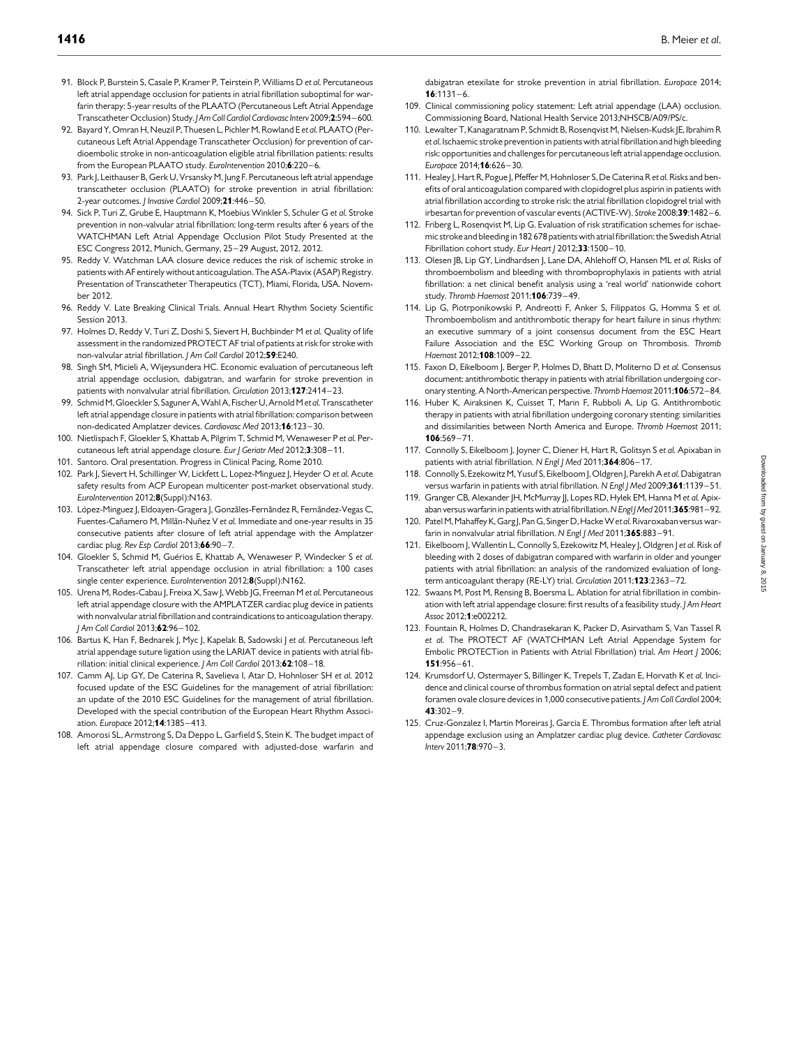91. Block P, Burstein S, Casale P, Kramer P, Teirstein P, Williams D *et al.* Percutaneous left atrial appendage occlusion for patients in atrial fibrillation suboptimal for warfarin therapy: 5-year results of the PLAATO (Percutaneous Left Atrial Appendage Transcatheter Occlusion) Study. *J Am Coll Cardiol Cardiovasc Interv* 2009;**2**:594–600.
92. Bayard Y, Omran H, Neuzil P, Thuesen L, Pichler M, Rowland E *et al.* PLAATO (Percutaneous Left Atrial Appendage Transcatheter Occlusion) for prevention of cardioembolic stroke in non-anticoagulation eligible atrial fibrillation patients: results from the European PLAATO study. *EuroIntervention* 2010;**6**:220–6.
93. Park J, Leithauser B, Gerk U, Vrsansky M, Jung F. Percutaneous left atrial appendage transcatheter occlusion (PLAATO) for stroke prevention in atrial fibrillation: 2-year outcomes. *J Invasive Cardiol* 2009;**21**:446–50.
94. Sick P, Turi Z, Grube E, Hauptmann K, Moebius Winkler S, Schuler G *et al.* Stroke prevention in non-valvular atrial fibrillation: long-term results after 6 years of the WATCHMAN Left Atrial Appendage Occlusion Pilot Study Presented at the ESC Congress 2012, Munich, Germany, 25–29 August, 2012. 2012.
95. Reddy V. Watchman LAA closure device reduces the risk of ischemic stroke in patients with AF entirely without anticoagulation. The ASA-Plavix (ASAP) Registry. Presentation of Transcatheter Therapeutics (TCT), Miami, Florida, USA. November 2012.
96. Reddy V. Late Breaking Clinical Trials. Annual Heart Rhythm Society Scientific Session 2013.
97. Holmes D, Reddy V, Turi Z, Doshi S, Sievert H, Buchbinder M *et al.* Quality of life assessment in the randomized PROTECT AF trial of patients at risk for stroke with non-valvular atrial fibrillation. *J Am Coll Cardiol* 2012;**59**:E240.
98. Singh SM, Micieli A, Wijeysundera HC. Economic evaluation of percutaneous left atrial appendage occlusion, dabigatran, and warfarin for stroke prevention in patients with nonvalvular atrial fibrillation. *Circulation* 2013;**127**:2414–23.
99. Schmid M, Gloeckler S, Saguner A, Wahl A, Fischer U, Arnold M *et al.* Transcatheter left atrial appendage closure in patients with atrial fibrillation: comparison between non-dedicated Amplatzer devices. *Cardiovasc Med* 2013;**16**:123–30.
100. Nietlispach F, Gloekler S, Khattab A, Pilgrim T, Schmid M, Wenaweser P *et al.* Percutaneous left atrial appendage closure. *Eur J Geriatr Med* 2012;**3**:308–11.
101. Santoro. Oral presentation. Progress in Clinical Pacing, Rome 2010.
102. Park J, Sievert H, Schillinger W, Lickfett L, Lopez-Minguez J, Heyder O *et al.* Acute safety results from ACP European multicenter post-market observational study. *EuroIntervention* 2012;**8**(Suppl):N163.
103. López-Minguez J, Eldoayen-Gragera J, Gonzāles-Fernāndez R, Fernāndez-Vegas C, Fuentes-Cañamero M, Millān-Nuñez V *et al.* Immediate and one-year results in 35 consecutive patients after closure of left atrial appendage with the Amplatzer cardiac plug. *Rev Esp Cardiol* 2013;**66**:90–7.
104. Gloekler S, Schmid M, Guérios E, Khattab A, Wenaweser P, Windecker S *et al.* Transcatheter left atrial appendage occlusion in atrial fibrillation: a 100 cases single center experience. *EuroIntervention* 2012;**8**(Suppl):N162.
105. Urena M, Rodes-Cabau J, Freixa X, Saw J, Webb JG, Freeman M *et al.* Percutaneous left atrial appendage closure with the AMPLATZER cardiac plug device in patients with nonvalvular atrial fibrillation and contraindications to anticoagulation therapy. *J Am Coll Cardiol* 2013;**62**:96–102.
106. Bartus K, Han F, Bednarek J, Myc J, Kapelak B, Sadowski J *et al.* Percutaneous left atrial appendage suture ligation using the LARIAT device in patients with atrial fibrillation: initial clinical experience. *J Am Coll Cardiol* 2013;**62**:108–18.
107. Camm AJ, Lip GY, De Caterina R, Savelieva I, Atar D, Hohnloser SH *et al.* 2012 focused update of the ESC Guidelines for the management of atrial fibrillation: an update of the 2010 ESC Guidelines for the management of atrial fibrillation. Developed with the special contribution of the European Heart Rhythm Association. *Europace* 2012;**14**:1385–413.
108. Amorosi SL, Armstrong S, Da Deppo L, Garfield S, Stein K. The budget impact of left atrial appendage closure compared with adjusted-dose warfarin and dabigatran etexilate for stroke prevention in atrial fibrillation. *Europace* 2014; **16**:1131–6.
109. Clinical commissioning policy statement: Left atrial appendage (LAA) occlusion. Commissioning Board, National Health Service 2013;NHSCB/A09/PS/c.
110. Lewalter T, Kanagaratnam P, Schmidt B, Rosenqvist M, Nielsen-Kudsk JE, Ibrahim R *et al.* Ischaemic stroke prevention in patients with atrial fibrillation and high bleeding risk: opportunities and challenges for percutaneous left atrial appendage occlusion. *Europace* 2014;**16**:626–30.
111. Healey J, Hart R, Pogue J, Pfeffer M, Hohnloser S, De Caterina R *et al.* Risks and benefits of oral anticoagulation compared with clopidogrel plus aspirin in patients with atrial fibrillation according to stroke risk: the atrial fibrillation clopidogrel trial with irbesartan for prevention of vascular events (ACTIVE-W). *Stroke* 2008;**39**:1482–6.
112. Friberg L, Rosenqvist M, Lip G. Evaluation of risk stratification schemes for ischaemic stroke and bleeding in 182 678 patients with atrial fibrillation: the Swedish Atrial Fibrillation cohort study. *Eur Heart J* 2012;**33**:1500–10.
113. Olesen JB, Lip GY, Lindhardsen J, Lane DA, Ahlehoff O, Hansen ML *et al.* Risks of thromboembolism and bleeding with thromboprophylaxis in patients with atrial fibrillation: a net clinical benefit analysis using a 'real world' nationwide cohort study. *Thromb Haemost* 2011;**106**:739–49.
114. Lip G, Piotrponikowski P, Andreotti F, Anker S, Filippatos G, Homma S *et al.* Thromboembolism and antithrombotic therapy for heart failure in sinus rhythm: an executive summary of a joint consensus document from the ESC Heart Failure Association and the ESC Working Group on Thrombosis. *Thromb Haemost* 2012;**108**:1009–22.
115. Faxon D, Eikelboom J, Berger P, Holmes D, Bhatt D, Moliterno D *et al.* Consensus document: antithrombotic therapy in patients with atrial fibrillation undergoing coronary stenting. A North-American perspective. *Thromb Haemost* 2011;**106**:572–84.
116. Huber K, Airaksinen K, Cuisset T, Marin F, Rubboli A, Lip G. Antithrombotic therapy in patients with atrial fibrillation undergoing coronary stenting: similarities and dissimilarities between North America and Europe. *Thromb Haemost* 2011; **106**:569–71.
117. Connolly S, Eikelboom J, Joyner C, Diener H, Hart R, Golitsyn S *et al.* Apixaban in patients with atrial fibrillation. *N Engl J Med* 2011;**364**:806–17.
118. Connolly S, Ezekowitz M, Yusuf S, Eikelboom J, Oldgren J, Parekh A *et al.* Dabigatran versus warfarin in patients with atrial fibrillation. *N Engl J Med* 2009;**361**:1139–51.
119. Granger CB, Alexander JH, McMurray JJ, Lopes RD, Hylek EM, Hanna M *et al.* Apixaban versus warfarin in patients with atrial fibrillation. *N Engl J Med* 2011;**365**:981–92.
120. Patel M, Mahaffey K, Garg J, Pan G, Singer D, Hacke W *et al.* Rivaroxaban versus warfarin in nonvalvular atrial fibrillation. *N Engl J Med* 2011;**365**:883–91.
121. Eikelboom J, Wallentin L, Connolly S, Ezekowitz M, Healey J, Oldgren J *et al.* Risk of bleeding with 2 doses of dabigatran compared with warfarin in older and younger patients with atrial fibrillation: an analysis of the randomized evaluation of long-term anticoagulant therapy (RE-LY) trial. *Circulation* 2011;**123**:2363–72.
122. Swaans M, Post M, Rensing B, Boersma L. Ablation for atrial fibrillation in combination with left atrial appendage closure: first results of a feasibility study. *J Am Heart Assoc* 2012;**1**:e002212.
123. Fountain R, Holmes D, Chandrasekaran K, Packer D, Asirvatham S, Van Tassel R *et al.* The PROTECT AF (WATCHMAN Left Atrial Appendage System for Embolic PROTECTion in Patients with Atrial Fibrillation) trial. *Am Heart J* 2006; **151**:956–61.
124. Krumsdorf U, Ostermayer S, Billinger K, Trepels T, Zadan E, Horvath K *et al.* Incidence and clinical course of thrombus formation on atrial septal defect and patient foramen ovale closure devices in 1,000 consecutive patients. *J Am Coll Cardiol* 2004; **43**:302–9.
125. Cruz-Gonzalez I, Martin Moreiras J, Garcia E. Thrombus formation after left atrial appendage exclusion using an Amplatzer cardiac plug device. *Catheter Cardiovasc Interv* 2011;**78**:970–3.